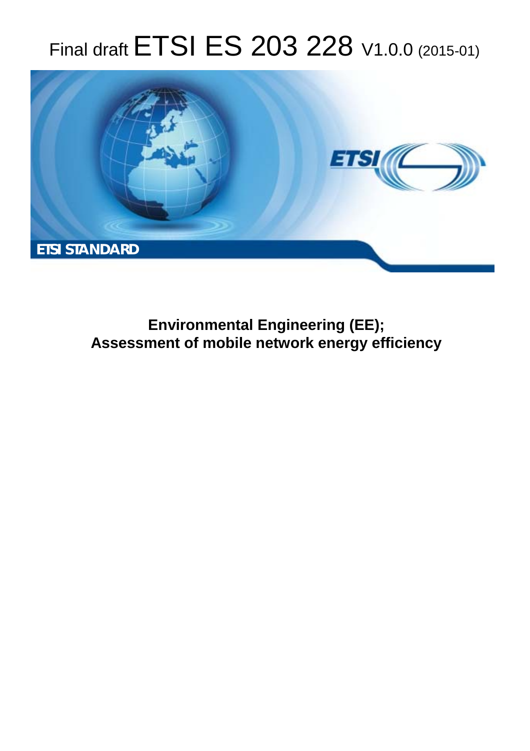# Final draft ETSI ES 203 228 V1.0.0 (2015-01)

ETSI STANDARD

**Environmental Engineering (EE);**
**Assessment of mobile network energy efficiency**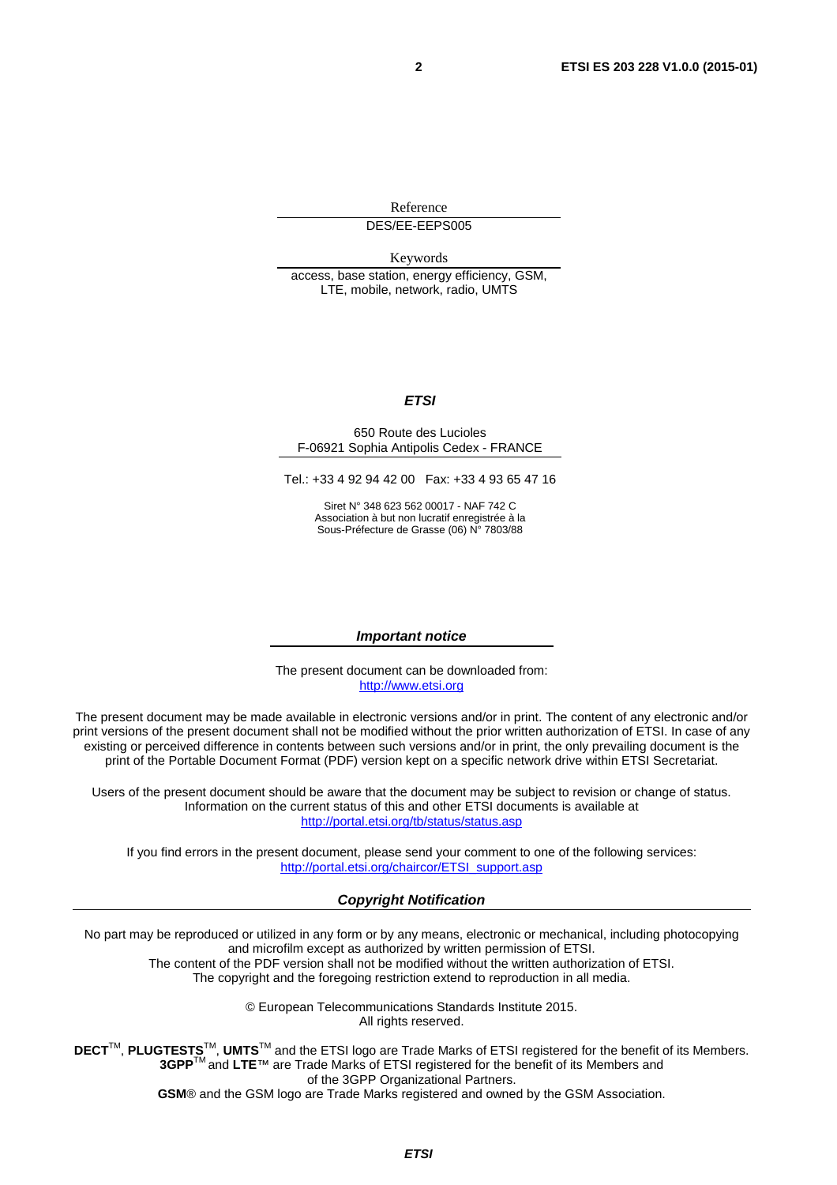Reference

DES/EE-EEPS005

Keywords

access, base station, energy efficiency, GSM, LTE, mobile, network, radio, UMTS

***ETSI***

650 Route des Lucioles
F-06921 Sophia Antipolis Cedex - FRANCE

Tel.: +33 4 92 94 42 00 Fax: +33 4 93 65 47 16

Siret N° 348 623 562 00017 - NAF 742 C
Association à but non lucratif enregistrée à la
Sous-Préfecture de Grasse (06) N° 7803/88

***Important notice***

The present document can be downloaded from:
http://www.etsi.org

The present document may be made available in electronic versions and/or in print. The content of any electronic and/or print versions of the present document shall not be modified without the prior written authorization of ETSI. In case of any existing or perceived difference in contents between such versions and/or in print, the only prevailing document is the print of the Portable Document Format (PDF) version kept on a specific network drive within ETSI Secretariat.

Users of the present document should be aware that the document may be subject to revision or change of status. Information on the current status of this and other ETSI documents is available at
http://portal.etsi.org/tb/status/status.asp

If you find errors in the present document, please send your comment to one of the following services:
http://portal.etsi.org/chaircor/ETSI_support.asp

***Copyright Notification***

No part may be reproduced or utilized in any form or by any means, electronic or mechanical, including photocopying and microfilm except as authorized by written permission of ETSI.
The content of the PDF version shall not be modified without the written authorization of ETSI.
The copyright and the foregoing restriction extend to reproduction in all media.

© European Telecommunications Standards Institute 2015.
All rights reserved.

**DECT**™, **PLUGTESTS**™, **UMTS**™ and the ETSI logo are Trade Marks of ETSI registered for the benefit of its Members.
**3GPP**™ and **LTE**™ are Trade Marks of ETSI registered for the benefit of its Members and of the 3GPP Organizational Partners.
**GSM**® and the GSM logo are Trade Marks registered and owned by the GSM Association.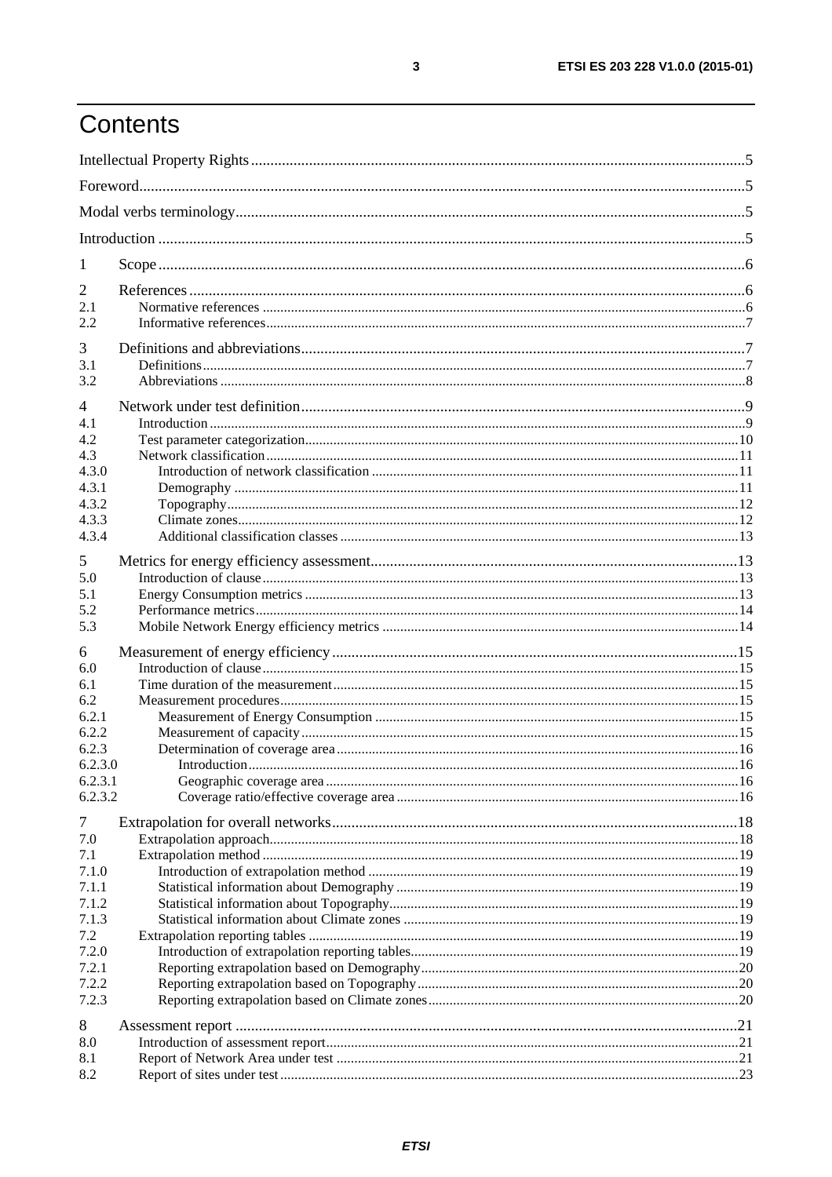# Contents

Intellectual Property Rights ........ 5
Foreword ........ 5
Modal verbs terminology ........ 5
Introduction ........ 5

1 Scope ........ 6

2 References ........ 6
2.1 Normative references ........ 6
2.2 Informative references ........ 7

3 Definitions and abbreviations ........ 7
3.1 Definitions ........ 7
3.2 Abbreviations ........ 8

4 Network under test definition ........ 9
4.1 Introduction ........ 9
4.2 Test parameter categorization ........ 10
4.3 Network classification ........ 11
4.3.0 Introduction of network classification ........ 11
4.3.1 Demography ........ 11
4.3.2 Topography ........ 12
4.3.3 Climate zones ........ 12
4.3.4 Additional classification classes ........ 13

5 Metrics for energy efficiency assessment ........ 13
5.0 Introduction of clause ........ 13
5.1 Energy Consumption metrics ........ 13
5.2 Performance metrics ........ 14
5.3 Mobile Network Energy efficiency metrics ........ 14

6 Measurement of energy efficiency ........ 15
6.0 Introduction of clause ........ 15
6.1 Time duration of the measurement ........ 15
6.2 Measurement procedures ........ 15
6.2.1 Measurement of Energy Consumption ........ 15
6.2.2 Measurement of capacity ........ 15
6.2.3 Determination of coverage area ........ 16
6.2.3.0 Introduction ........ 16
6.2.3.1 Geographic coverage area ........ 16
6.2.3.2 Coverage ratio/effective coverage area ........ 16

7 Extrapolation for overall networks ........ 18
7.0 Extrapolation approach ........ 18
7.1 Extrapolation method ........ 19
7.1.0 Introduction of extrapolation method ........ 19
7.1.1 Statistical information about Demography ........ 19
7.1.2 Statistical information about Topography ........ 19
7.1.3 Statistical information about Climate zones ........ 19
7.2 Extrapolation reporting tables ........ 19
7.2.0 Introduction of extrapolation reporting tables ........ 19
7.2.1 Reporting extrapolation based on Demography ........ 20
7.2.2 Reporting extrapolation based on Topography ........ 20
7.2.3 Reporting extrapolation based on Climate zones ........ 20

8 Assessment report ........ 21
8.0 Introduction of assessment report ........ 21
8.1 Report of Network Area under test ........ 21
8.2 Report of sites under test ........ 23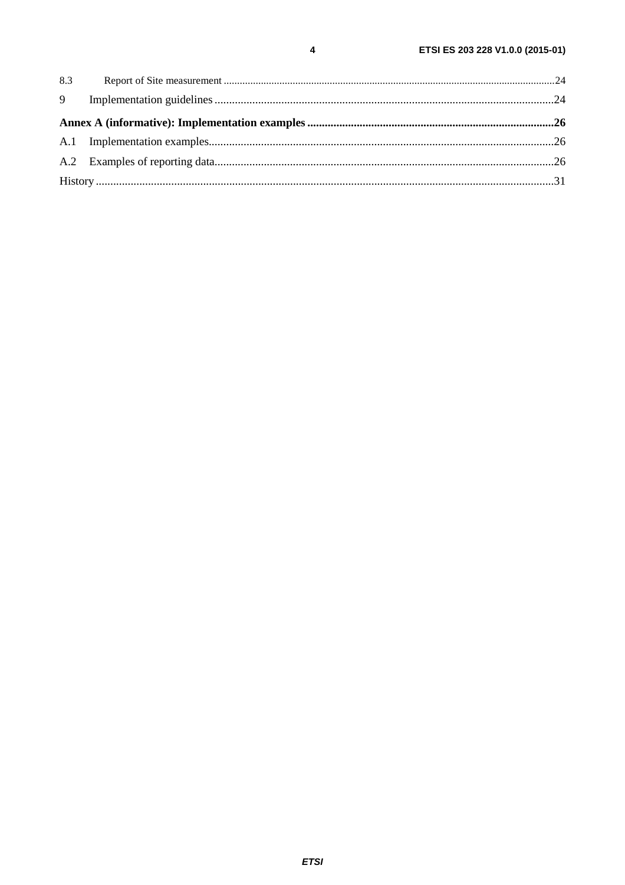8.3 Report of Site measurement .......................................................................................................................... 24

9 Implementation guidelines ................................................................................................................ 24

**Annex A (informative): Implementation examples ................................................................................ 26**

A.1 Implementation examples................................................................................................................... 26

A.2 Examples of reporting data................................................................................................................. 26

History ......................................................................................................................................................... 31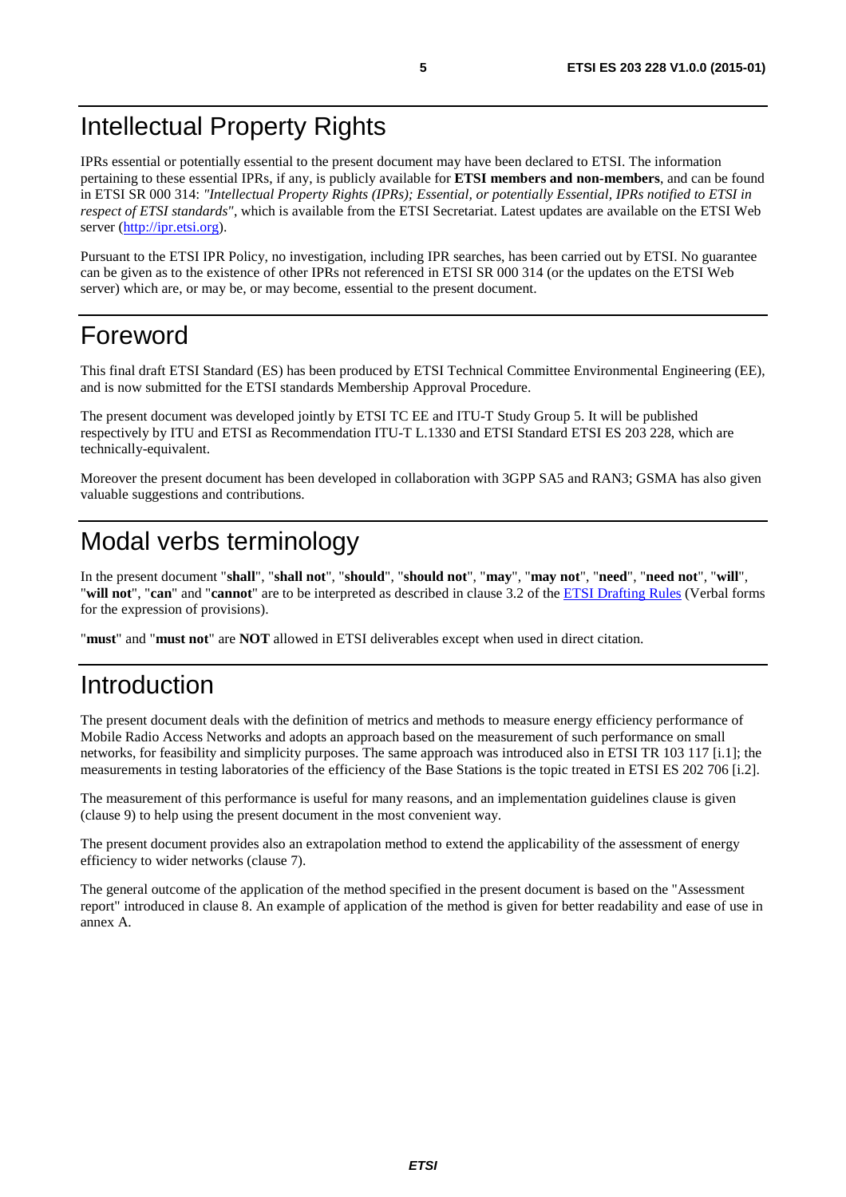# Intellectual Property Rights

IPRs essential or potentially essential to the present document may have been declared to ETSI. The information pertaining to these essential IPRs, if any, is publicly available for **ETSI members and non-members**, and can be found in ETSI SR 000 314: *"Intellectual Property Rights (IPRs); Essential, or potentially Essential, IPRs notified to ETSI in respect of ETSI standards"*, which is available from the ETSI Secretariat. Latest updates are available on the ETSI Web server (http://ipr.etsi.org).

Pursuant to the ETSI IPR Policy, no investigation, including IPR searches, has been carried out by ETSI. No guarantee can be given as to the existence of other IPRs not referenced in ETSI SR 000 314 (or the updates on the ETSI Web server) which are, or may be, or may become, essential to the present document.

# Foreword

This final draft ETSI Standard (ES) has been produced by ETSI Technical Committee Environmental Engineering (EE), and is now submitted for the ETSI standards Membership Approval Procedure.

The present document was developed jointly by ETSI TC EE and ITU-T Study Group 5. It will be published respectively by ITU and ETSI as Recommendation ITU-T L.1330 and ETSI Standard ETSI ES 203 228, which are technically-equivalent.

Moreover the present document has been developed in collaboration with 3GPP SA5 and RAN3; GSMA has also given valuable suggestions and contributions.

# Modal verbs terminology

In the present document "**shall**", "**shall not**", "**should**", "**should not**", "**may**", "**may not**", "**need**", "**need not**", "**will**", "**will not**", "**can**" and "**cannot**" are to be interpreted as described in clause 3.2 of the ETSI Drafting Rules (Verbal forms for the expression of provisions).

"**must**" and "**must not**" are **NOT** allowed in ETSI deliverables except when used in direct citation.

# Introduction

The present document deals with the definition of metrics and methods to measure energy efficiency performance of Mobile Radio Access Networks and adopts an approach based on the measurement of such performance on small networks, for feasibility and simplicity purposes. The same approach was introduced also in ETSI TR 103 117 [i.1]; the measurements in testing laboratories of the efficiency of the Base Stations is the topic treated in ETSI ES 202 706 [i.2].

The measurement of this performance is useful for many reasons, and an implementation guidelines clause is given (clause 9) to help using the present document in the most convenient way.

The present document provides also an extrapolation method to extend the applicability of the assessment of energy efficiency to wider networks (clause 7).

The general outcome of the application of the method specified in the present document is based on the "Assessment report" introduced in clause 8. An example of application of the method is given for better readability and ease of use in annex A.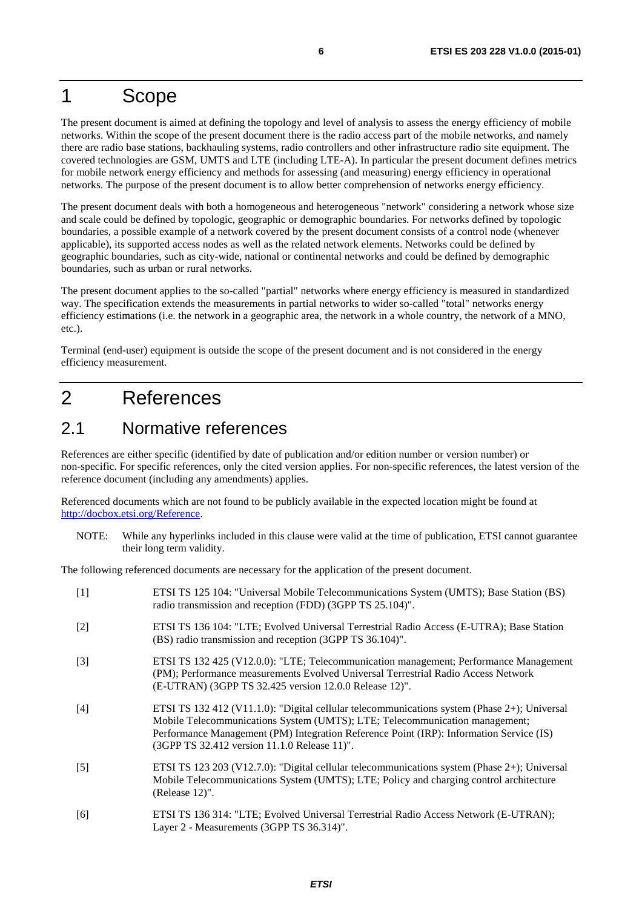# 1 Scope

The present document is aimed at defining the topology and level of analysis to assess the energy efficiency of mobile networks. Within the scope of the present document there is the radio access part of the mobile networks, and namely there are radio base stations, backhauling systems, radio controllers and other infrastructure radio site equipment. The covered technologies are GSM, UMTS and LTE (including LTE-A). In particular the present document defines metrics for mobile network energy efficiency and methods for assessing (and measuring) energy efficiency in operational networks. The purpose of the present document is to allow better comprehension of networks energy efficiency.

The present document deals with both a homogeneous and heterogeneous "network" considering a network whose size and scale could be defined by topologic, geographic or demographic boundaries. For networks defined by topologic boundaries, a possible example of a network covered by the present document consists of a control node (whenever applicable), its supported access nodes as well as the related network elements. Networks could be defined by geographic boundaries, such as city-wide, national or continental networks and could be defined by demographic boundaries, such as urban or rural networks.

The present document applies to the so-called "partial" networks where energy efficiency is measured in standardized way. The specification extends the measurements in partial networks to wider so-called "total" networks energy efficiency estimations (i.e. the network in a geographic area, the network in a whole country, the network of a MNO, etc.).

Terminal (end-user) equipment is outside the scope of the present document and is not considered in the energy efficiency measurement.

# 2 References

## 2.1 Normative references

References are either specific (identified by date of publication and/or edition number or version number) or non-specific. For specific references, only the cited version applies. For non-specific references, the latest version of the reference document (including any amendments) applies.

Referenced documents which are not found to be publicly available in the expected location might be found at http://docbox.etsi.org/Reference.

NOTE: While any hyperlinks included in this clause were valid at the time of publication, ETSI cannot guarantee their long term validity.

The following referenced documents are necessary for the application of the present document.

- [1] ETSI TS 125 104: "Universal Mobile Telecommunications System (UMTS); Base Station (BS) radio transmission and reception (FDD) (3GPP TS 25.104)".
- [2] ETSI TS 136 104: "LTE; Evolved Universal Terrestrial Radio Access (E-UTRA); Base Station (BS) radio transmission and reception (3GPP TS 36.104)".
- [3] ETSI TS 132 425 (V12.0.0): "LTE; Telecommunication management; Performance Management (PM); Performance measurements Evolved Universal Terrestrial Radio Access Network (E-UTRAN) (3GPP TS 32.425 version 12.0.0 Release 12)".
- [4] ETSI TS 132 412 (V11.1.0): "Digital cellular telecommunications system (Phase 2+); Universal Mobile Telecommunications System (UMTS); LTE; Telecommunication management; Performance Management (PM) Integration Reference Point (IRP): Information Service (IS) (3GPP TS 32.412 version 11.1.0 Release 11)".
- [5] ETSI TS 123 203 (V12.7.0): "Digital cellular telecommunications system (Phase 2+); Universal Mobile Telecommunications System (UMTS); LTE; Policy and charging control architecture (Release 12)".
- [6] ETSI TS 136 314: "LTE; Evolved Universal Terrestrial Radio Access Network (E-UTRAN); Layer 2 - Measurements (3GPP TS 36.314)".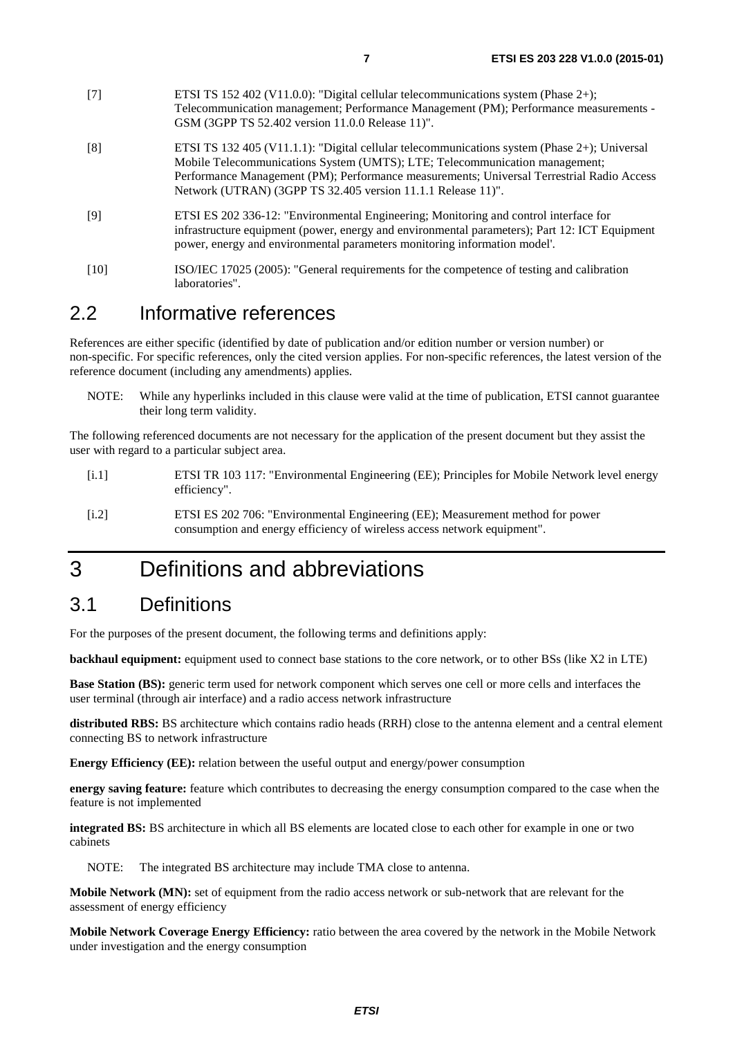[7] ETSI TS 152 402 (V11.0.0): "Digital cellular telecommunications system (Phase 2+); Telecommunication management; Performance Management (PM); Performance measurements - GSM (3GPP TS 52.402 version 11.0.0 Release 11)".

[8] ETSI TS 132 405 (V11.1.1): "Digital cellular telecommunications system (Phase 2+); Universal Mobile Telecommunications System (UMTS); LTE; Telecommunication management; Performance Management (PM); Performance measurements; Universal Terrestrial Radio Access Network (UTRAN) (3GPP TS 32.405 version 11.1.1 Release 11)".

[9] ETSI ES 202 336-12: "Environmental Engineering; Monitoring and control interface for infrastructure equipment (power, energy and environmental parameters); Part 12: ICT Equipment power, energy and environmental parameters monitoring information model'.

[10] ISO/IEC 17025 (2005): "General requirements for the competence of testing and calibration laboratories".

## 2.2 Informative references

References are either specific (identified by date of publication and/or edition number or version number) or non-specific. For specific references, only the cited version applies. For non-specific references, the latest version of the reference document (including any amendments) applies.

NOTE: While any hyperlinks included in this clause were valid at the time of publication, ETSI cannot guarantee their long term validity.

The following referenced documents are not necessary for the application of the present document but they assist the user with regard to a particular subject area.

[i.1] ETSI TR 103 117: "Environmental Engineering (EE); Principles for Mobile Network level energy efficiency".

[i.2] ETSI ES 202 706: "Environmental Engineering (EE); Measurement method for power consumption and energy efficiency of wireless access network equipment".

# 3 Definitions and abbreviations

## 3.1 Definitions

For the purposes of the present document, the following terms and definitions apply:

**backhaul equipment:** equipment used to connect base stations to the core network, or to other BSs (like X2 in LTE)

**Base Station (BS):** generic term used for network component which serves one cell or more cells and interfaces the user terminal (through air interface) and a radio access network infrastructure

**distributed RBS:** BS architecture which contains radio heads (RRH) close to the antenna element and a central element connecting BS to network infrastructure

**Energy Efficiency (EE):** relation between the useful output and energy/power consumption

**energy saving feature:** feature which contributes to decreasing the energy consumption compared to the case when the feature is not implemented

**integrated BS:** BS architecture in which all BS elements are located close to each other for example in one or two cabinets

NOTE: The integrated BS architecture may include TMA close to antenna.

**Mobile Network (MN):** set of equipment from the radio access network or sub-network that are relevant for the assessment of energy efficiency

**Mobile Network Coverage Energy Efficiency:** ratio between the area covered by the network in the Mobile Network under investigation and the energy consumption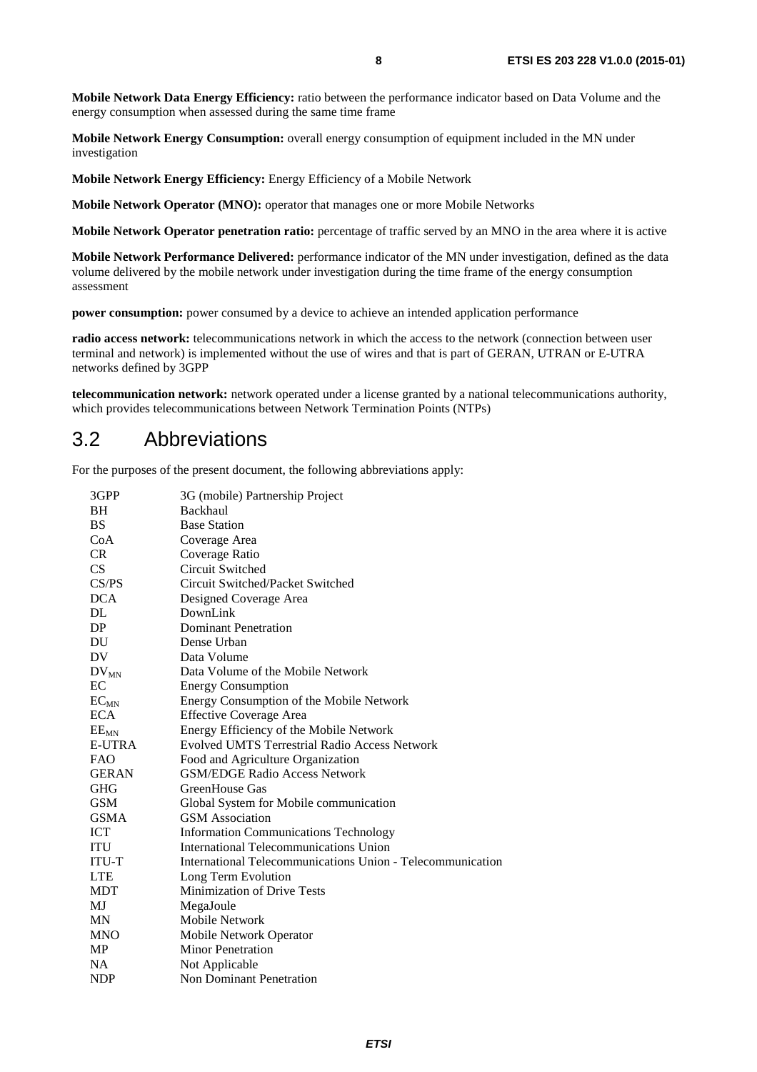**Mobile Network Data Energy Efficiency:** ratio between the performance indicator based on Data Volume and the energy consumption when assessed during the same time frame

**Mobile Network Energy Consumption:** overall energy consumption of equipment included in the MN under investigation

**Mobile Network Energy Efficiency:** Energy Efficiency of a Mobile Network

**Mobile Network Operator (MNO):** operator that manages one or more Mobile Networks

**Mobile Network Operator penetration ratio:** percentage of traffic served by an MNO in the area where it is active

**Mobile Network Performance Delivered:** performance indicator of the MN under investigation, defined as the data volume delivered by the mobile network under investigation during the time frame of the energy consumption assessment

**power consumption:** power consumed by a device to achieve an intended application performance

**radio access network:** telecommunications network in which the access to the network (connection between user terminal and network) is implemented without the use of wires and that is part of GERAN, UTRAN or E-UTRA networks defined by 3GPP

**telecommunication network:** network operated under a license granted by a national telecommunications authority, which provides telecommunications between Network Termination Points (NTPs)

## 3.2 Abbreviations

For the purposes of the present document, the following abbreviations apply:

| | |
|---|---|
| 3GPP | 3G (mobile) Partnership Project |
| BH | Backhaul |
| BS | Base Station |
| CoA | Coverage Area |
| CR | Coverage Ratio |
| CS | Circuit Switched |
| CS/PS | Circuit Switched/Packet Switched |
| DCA | Designed Coverage Area |
| DL | DownLink |
| DP | Dominant Penetration |
| DU | Dense Urban |
| DV | Data Volume |
| $DV_{MN}$ | Data Volume of the Mobile Network |
| EC | Energy Consumption |
| $EC_{MN}$ | Energy Consumption of the Mobile Network |
| ECA | Effective Coverage Area |
| $EE_{MN}$ | Energy Efficiency of the Mobile Network |
| E-UTRA | Evolved UMTS Terrestrial Radio Access Network |
| FAO | Food and Agriculture Organization |
| GERAN | GSM/EDGE Radio Access Network |
| GHG | GreenHouse Gas |
| GSM | Global System for Mobile communication |
| GSMA | GSM Association |
| ICT | Information Communications Technology |
| ITU | International Telecommunications Union |
| ITU-T | International Telecommunications Union - Telecommunication |
| LTE | Long Term Evolution |
| MDT | Minimization of Drive Tests |
| MJ | MegaJoule |
| MN | Mobile Network |
| MNO | Mobile Network Operator |
| MP | Minor Penetration |
| NA | Not Applicable |
| NDP | Non Dominant Penetration |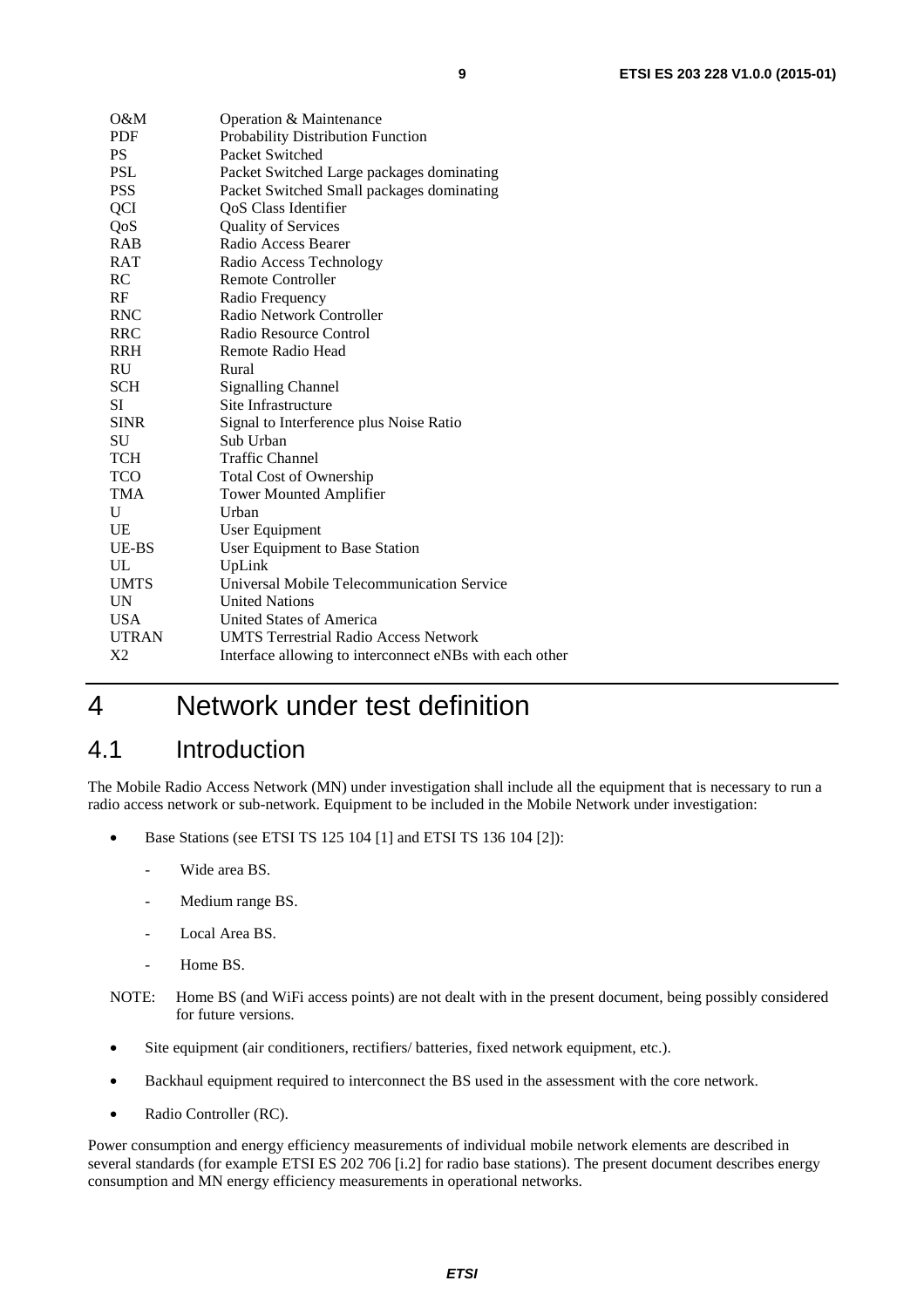| | |
|---|---|
| O&M | Operation & Maintenance |
| PDF | Probability Distribution Function |
| PS | Packet Switched |
| PSL | Packet Switched Large packages dominating |
| PSS | Packet Switched Small packages dominating |
| QCI | QoS Class Identifier |
| QoS | Quality of Services |
| RAB | Radio Access Bearer |
| RAT | Radio Access Technology |
| RC | Remote Controller |
| RF | Radio Frequency |
| RNC | Radio Network Controller |
| RRC | Radio Resource Control |
| RRH | Remote Radio Head |
| RU | Rural |
| SCH | Signalling Channel |
| SI | Site Infrastructure |
| SINR | Signal to Interference plus Noise Ratio |
| SU | Sub Urban |
| TCH | Traffic Channel |
| TCO | Total Cost of Ownership |
| TMA | Tower Mounted Amplifier |
| U | Urban |
| UE | User Equipment |
| UE-BS | User Equipment to Base Station |
| UL | UpLink |
| UMTS | Universal Mobile Telecommunication Service |
| UN | United Nations |
| USA | United States of America |
| UTRAN | UMTS Terrestrial Radio Access Network |
| X2 | Interface allowing to interconnect eNBs with each other |

# 4 Network under test definition

## 4.1 Introduction

The Mobile Radio Access Network (MN) under investigation shall include all the equipment that is necessary to run a radio access network or sub-network. Equipment to be included in the Mobile Network under investigation:

- Base Stations (see ETSI TS 125 104 [1] and ETSI TS 136 104 [2]):
    - Wide area BS.
    - Medium range BS.
    - Local Area BS.
    - Home BS.

NOTE: Home BS (and WiFi access points) are not dealt with in the present document, being possibly considered for future versions.

- Site equipment (air conditioners, rectifiers/ batteries, fixed network equipment, etc.).
- Backhaul equipment required to interconnect the BS used in the assessment with the core network.
- Radio Controller (RC).

Power consumption and energy efficiency measurements of individual mobile network elements are described in several standards (for example ETSI ES 202 706 [i.2] for radio base stations). The present document describes energy consumption and MN energy efficiency measurements in operational networks.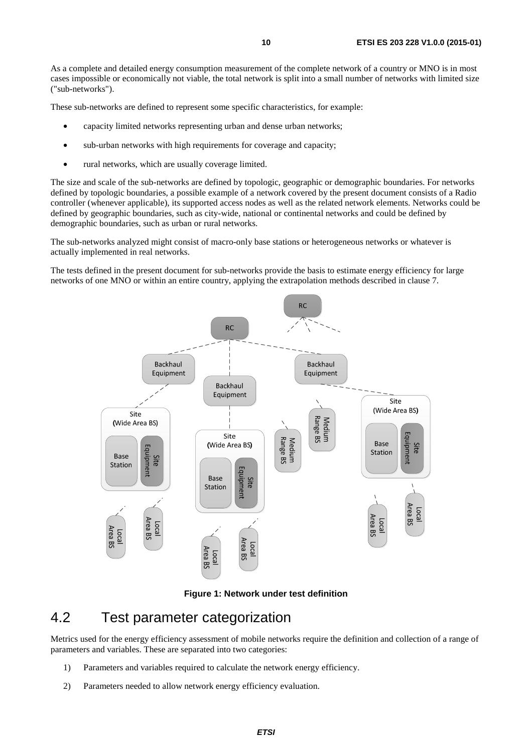As a complete and detailed energy consumption measurement of the complete network of a country or MNO is in most cases impossible or economically not viable, the total network is split into a small number of networks with limited size ("sub-networks").

These sub-networks are defined to represent some specific characteristics, for example:

- capacity limited networks representing urban and dense urban networks;
- sub-urban networks with high requirements for coverage and capacity;
- rural networks, which are usually coverage limited.

The size and scale of the sub-networks are defined by topologic, geographic or demographic boundaries. For networks defined by topologic boundaries, a possible example of a network covered by the present document consists of a Radio controller (whenever applicable), its supported access nodes as well as the related network elements. Networks could be defined by geographic boundaries, such as city-wide, national or continental networks and could be defined by demographic boundaries, such as urban or rural networks.

The sub-networks analyzed might consist of macro-only base stations or heterogeneous networks or whatever is actually implemented in real networks.

The tests defined in the present document for sub-networks provide the basis to estimate energy efficiency for large networks of one MNO or within an entire country, applying the extrapolation methods described in clause 7.

**Figure 1: Network under test definition**

## 4.2 Test parameter categorization

Metrics used for the energy efficiency assessment of mobile networks require the definition and collection of a range of parameters and variables. These are separated into two categories:

1) Parameters and variables required to calculate the network energy efficiency.

2) Parameters needed to allow network energy efficiency evaluation.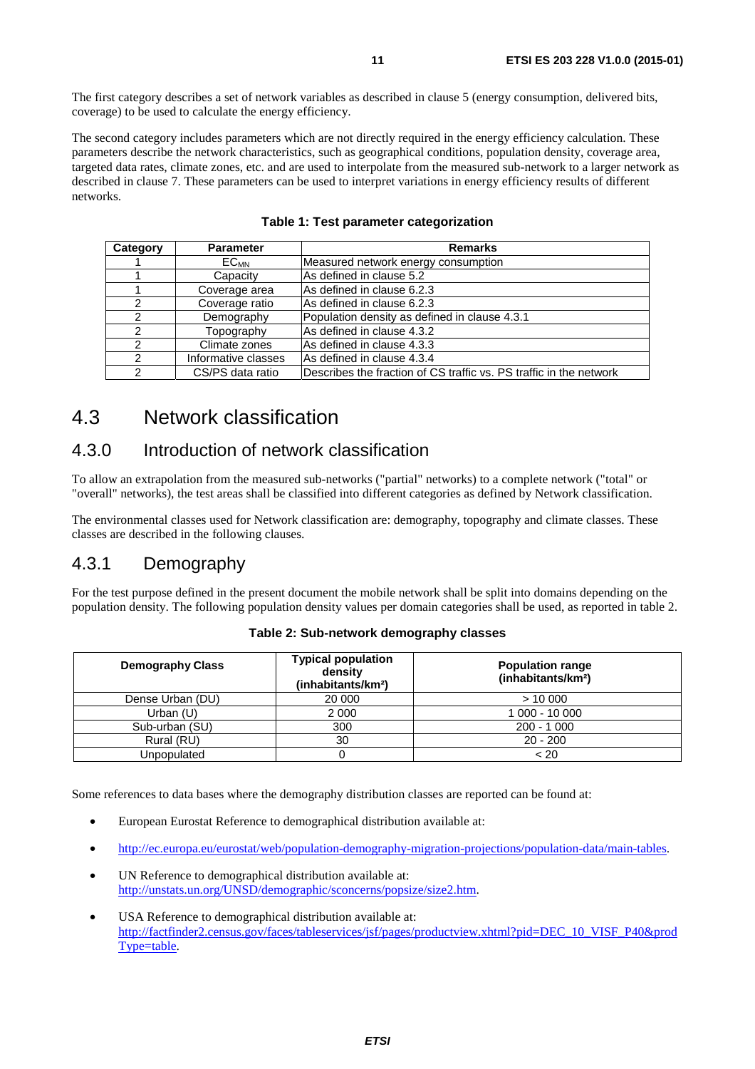The first category describes a set of network variables as described in clause 5 (energy consumption, delivered bits, coverage) to be used to calculate the energy efficiency.

The second category includes parameters which are not directly required in the energy efficiency calculation. These parameters describe the network characteristics, such as geographical conditions, population density, coverage area, targeted data rates, climate zones, etc. and are used to interpolate from the measured sub-network to a larger network as described in clause 7. These parameters can be used to interpret variations in energy efficiency results of different networks.

**Table 1: Test parameter categorization**

| Category | Parameter | Remarks |
|---|---|---|
| 1 | $EC_{MN}$ | Measured network energy consumption |
| 1 | Capacity | As defined in clause 5.2 |
| 1 | Coverage area | As defined in clause 6.2.3 |
| 2 | Coverage ratio | As defined in clause 6.2.3 |
| 2 | Demography | Population density as defined in clause 4.3.1 |
| 2 | Topography | As defined in clause 4.3.2 |
| 2 | Climate zones | As defined in clause 4.3.3 |
| 2 | Informative classes | As defined in clause 4.3.4 |
| 2 | CS/PS data ratio | Describes the fraction of CS traffic vs. PS traffic in the network |

# 4.3 Network classification

## 4.3.0 Introduction of network classification

To allow an extrapolation from the measured sub-networks ("partial" networks) to a complete network ("total" or "overall" networks), the test areas shall be classified into different categories as defined by Network classification.

The environmental classes used for Network classification are: demography, topography and climate classes. These classes are described in the following clauses.

## 4.3.1 Demography

For the test purpose defined in the present document the mobile network shall be split into domains depending on the population density. The following population density values per domain categories shall be used, as reported in table 2.

**Table 2: Sub-network demography classes**

| Demography Class | Typical population density (inhabitants/km²) | Population range (inhabitants/km²) |
|---|---|---|
| Dense Urban (DU) | 20 000 | > 10 000 |
| Urban (U) | 2 000 | 1 000 - 10 000 |
| Sub-urban (SU) | 300 | 200 - 1 000 |
| Rural (RU) | 30 | 20 - 200 |
| Unpopulated | 0 | < 20 |

Some references to data bases where the demography distribution classes are reported can be found at:

- European Eurostat Reference to demographical distribution available at:
- http://ec.europa.eu/eurostat/web/population-demography-migration-projections/population-data/main-tables.
- UN Reference to demographical distribution available at: http://unstats.un.org/UNSD/demographic/sconcerns/popsize/size2.htm.
- USA Reference to demographical distribution available at: http://factfinder2.census.gov/faces/tableservices/jsf/pages/productview.xhtml?pid=DEC_10_VISF_P40&prodType=table.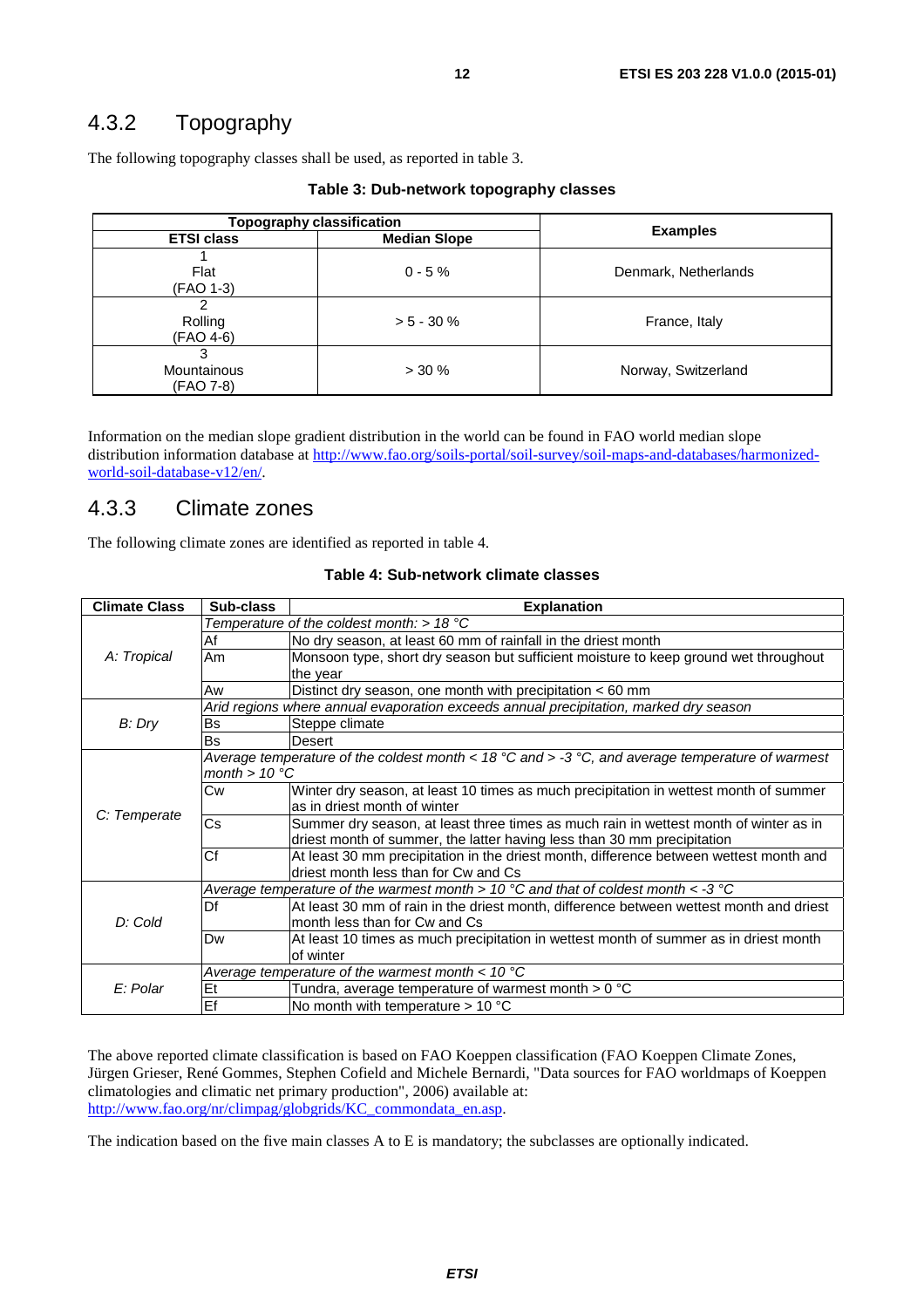### 4.3.2 Topography

The following topography classes shall be used, as reported in table 3.

**Table 3: Dub-network topography classes**

| Topography classification | | Examples |
|---|---|---|
| **ETSI class** | **Median Slope** | |
| 1 Flat (FAO 1-3) | 0 - 5 % | Denmark, Netherlands |
| 2 Rolling (FAO 4-6) | > 5 - 30 % | France, Italy |
| 3 Mountainous (FAO 7-8) | > 30 % | Norway, Switzerland |

Information on the median slope gradient distribution in the world can be found in FAO world median slope distribution information database at http://www.fao.org/soils-portal/soil-survey/soil-maps-and-databases/harmonized-world-soil-database-v12/en/.

### 4.3.3 Climate zones

The following climate zones are identified as reported in table 4.

**Table 4: Sub-network climate classes**

| Climate Class | Sub-class | Explanation |
|---|---|---|
| *A: Tropical* | *Temperature of the coldest month: > 18 °C* | |
| | Af | No dry season, at least 60 mm of rainfall in the driest month |
| | Am | Monsoon type, short dry season but sufficient moisture to keep ground wet throughout the year |
| | Aw | Distinct dry season, one month with precipitation < 60 mm |
| *B: Dry* | *Arid regions where annual evaporation exceeds annual precipitation, marked dry season* | |
| | Bs | Steppe climate |
| | Bs | Desert |
| *C: Temperate* | *Average temperature of the coldest month < 18 °C and > -3 °C, and average temperature of warmest month > 10 °C* | |
| | Cw | Winter dry season, at least 10 times as much precipitation in wettest month of summer as in driest month of winter |
| | Cs | Summer dry season, at least three times as much rain in wettest month of winter as in driest month of summer, the latter having less than 30 mm precipitation |
| | Cf | At least 30 mm precipitation in the driest month, difference between wettest month and driest month less than for Cw and Cs |
| *D: Cold* | *Average temperature of the warmest month > 10 °C and that of coldest month < -3 °C* | |
| | Df | At least 30 mm of rain in the driest month, difference between wettest month and driest month less than for Cw and Cs |
| | Dw | At least 10 times as much precipitation in wettest month of summer as in driest month of winter |
| *E: Polar* | *Average temperature of the warmest month < 10 °C* | |
| | Et | Tundra, average temperature of warmest month > 0 °C |
| | Ef | No month with temperature > 10 °C |

The above reported climate classification is based on FAO Koeppen classification (FAO Koeppen Climate Zones, Jürgen Grieser, René Gommes, Stephen Cofield and Michele Bernardi, "Data sources for FAO worldmaps of Koeppen climatologies and climatic net primary production", 2006) available at: http://www.fao.org/nr/climpag/globgrids/KC_commondata_en.asp.

The indication based on the five main classes A to E is mandatory; the subclasses are optionally indicated.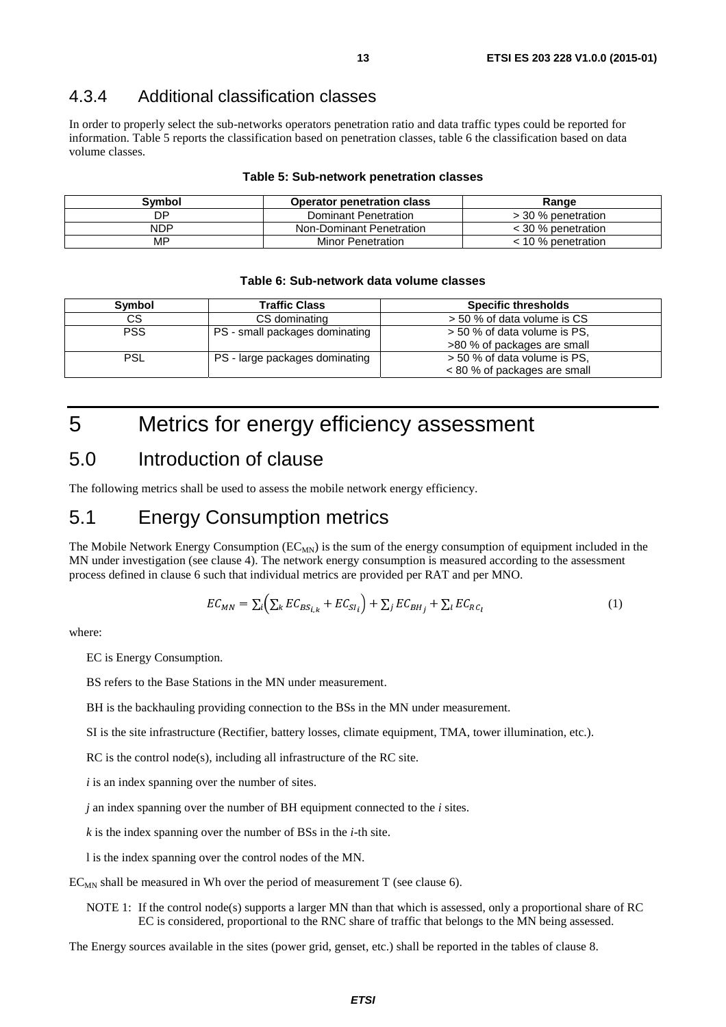### 4.3.4 Additional classification classes

In order to properly select the sub-networks operators penetration ratio and data traffic types could be reported for information. Table 5 reports the classification based on penetration classes, table 6 the classification based on data volume classes.

**Table 5: Sub-network penetration classes**

| Symbol | Operator penetration class | Range |
|---|---|---|
| DP | Dominant Penetration | > 30 % penetration |
| NDP | Non-Dominant Penetration | < 30 % penetration |
| MP | Minor Penetration | < 10 % penetration |

**Table 6: Sub-network data volume classes**

| Symbol | Traffic Class | Specific thresholds |
|---|---|---|
| CS | CS dominating | > 50 % of data volume is CS |
| PSS | PS - small packages dominating | > 50 % of data volume is PS, >80 % of packages are small |
| PSL | PS - large packages dominating | > 50 % of data volume is PS, < 80 % of packages are small |

# 5 Metrics for energy efficiency assessment

## 5.0 Introduction of clause

The following metrics shall be used to assess the mobile network energy efficiency.

## 5.1 Energy Consumption metrics

The Mobile Network Energy Consumption ($EC_{MN}$) is the sum of the energy consumption of equipment included in the MN under investigation (see clause 4). The network energy consumption is measured according to the assessment process defined in clause 6 such that individual metrics are provided per RAT and per MNO.

$$EC_{MN} = \sum_i \left( \sum_k EC_{BS_{i,k}} + EC_{SI_i} \right) + \sum_j EC_{BH_j} + \sum_l EC_{RC_l} \qquad (1)$$

where:

EC is Energy Consumption.

BS refers to the Base Stations in the MN under measurement.

BH is the backhauling providing connection to the BSs in the MN under measurement.

SI is the site infrastructure (Rectifier, battery losses, climate equipment, TMA, tower illumination, etc.).

RC is the control node(s), including all infrastructure of the RC site.

*i* is an index spanning over the number of sites.

*j* an index spanning over the number of BH equipment connected to the *i* sites.

*k* is the index spanning over the number of BSs in the *i*-th site.

l is the index spanning over the control nodes of the MN.

$EC_{MN}$ shall be measured in Wh over the period of measurement T (see clause 6).

NOTE 1: If the control node(s) supports a larger MN than that which is assessed, only a proportional share of RC EC is considered, proportional to the RNC share of traffic that belongs to the MN being assessed.

The Energy sources available in the sites (power grid, genset, etc.) shall be reported in the tables of clause 8.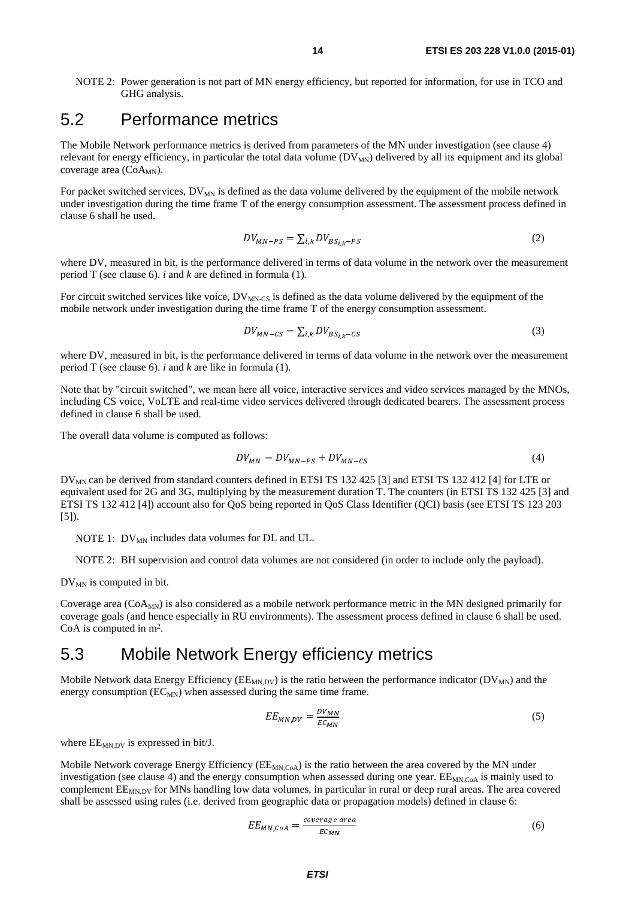NOTE 2: Power generation is not part of MN energy efficiency, but reported for information, for use in TCO and GHG analysis.

## 5.2 Performance metrics

The Mobile Network performance metrics is derived from parameters of the MN under investigation (see clause 4) relevant for energy efficiency, in particular the total data volume ($DV_{MN}$) delivered by all its equipment and its global coverage area ($CoA_{MN}$).

For packet switched services, $DV_{MN}$ is defined as the data volume delivered by the equipment of the mobile network under investigation during the time frame T of the energy consumption assessment. The assessment process defined in clause 6 shall be used.

$$DV_{MN-PS} = \sum_{i,k} DV_{BS_{i,k}-PS} \tag{2}$$

where DV, measured in bit, is the performance delivered in terms of data volume in the network over the measurement period T (see clause 6). *i* and *k* are defined in formula (1).

For circuit switched services like voice, $DV_{MN-CS}$ is defined as the data volume delivered by the equipment of the mobile network under investigation during the time frame T of the energy consumption assessment.

$$DV_{MN-CS} = \sum_{i,k} DV_{BS_{i,k}-CS} \tag{3}$$

where DV, measured in bit, is the performance delivered in terms of data volume in the network over the measurement period T (see clause 6). *i* and *k* are like in formula (1).

Note that by "circuit switched", we mean here all voice, interactive services and video services managed by the MNOs, including CS voice, VoLTE and real-time video services delivered through dedicated bearers. The assessment process defined in clause 6 shall be used.

The overall data volume is computed as follows:

$$DV_{MN} = DV_{MN-PS} + DV_{MN-CS} \tag{4}$$

$DV_{MN}$ can be derived from standard counters defined in ETSI TS 132 425 [3] and ETSI TS 132 412 [4] for LTE or equivalent used for 2G and 3G, multiplying by the measurement duration T. The counters (in ETSI TS 132 425 [3] and ETSI TS 132 412 [4]) account also for QoS being reported in QoS Class Identifier (QCI) basis (see ETSI TS 123 203 [5]).

NOTE 1: $DV_{MN}$ includes data volumes for DL and UL.

NOTE 2: BH supervision and control data volumes are not considered (in order to include only the payload).

$DV_{MN}$ is computed in bit.

Coverage area ($CoA_{MN}$) is also considered as a mobile network performance metric in the MN designed primarily for coverage goals (and hence especially in RU environments). The assessment process defined in clause 6 shall be used. CoA is computed in $m^2$.

## 5.3 Mobile Network Energy efficiency metrics

Mobile Network data Energy Efficiency ($EE_{MN,DV}$) is the ratio between the performance indicator ($DV_{MN}$) and the energy consumption ($EC_{MN}$) when assessed during the same time frame.

$$EE_{MN,DV} = \frac{DV_{MN}}{EC_{MN}} \tag{5}$$

where $EE_{MN,DV}$ is expressed in bit/J.

Mobile Network coverage Energy Efficiency ($EE_{MN,CoA}$) is the ratio between the area covered by the MN under investigation (see clause 4) and the energy consumption when assessed during one year. $EE_{MN,CoA}$ is mainly used to complement $EE_{MN,DV}$ for MNs handling low data volumes, in particular in rural or deep rural areas. The area covered shall be assessed using rules (i.e. derived from geographic data or propagation models) defined in clause 6:

$$EE_{MN,CoA} = \frac{coverage\ area}{EC_{MN}} \tag{6}$$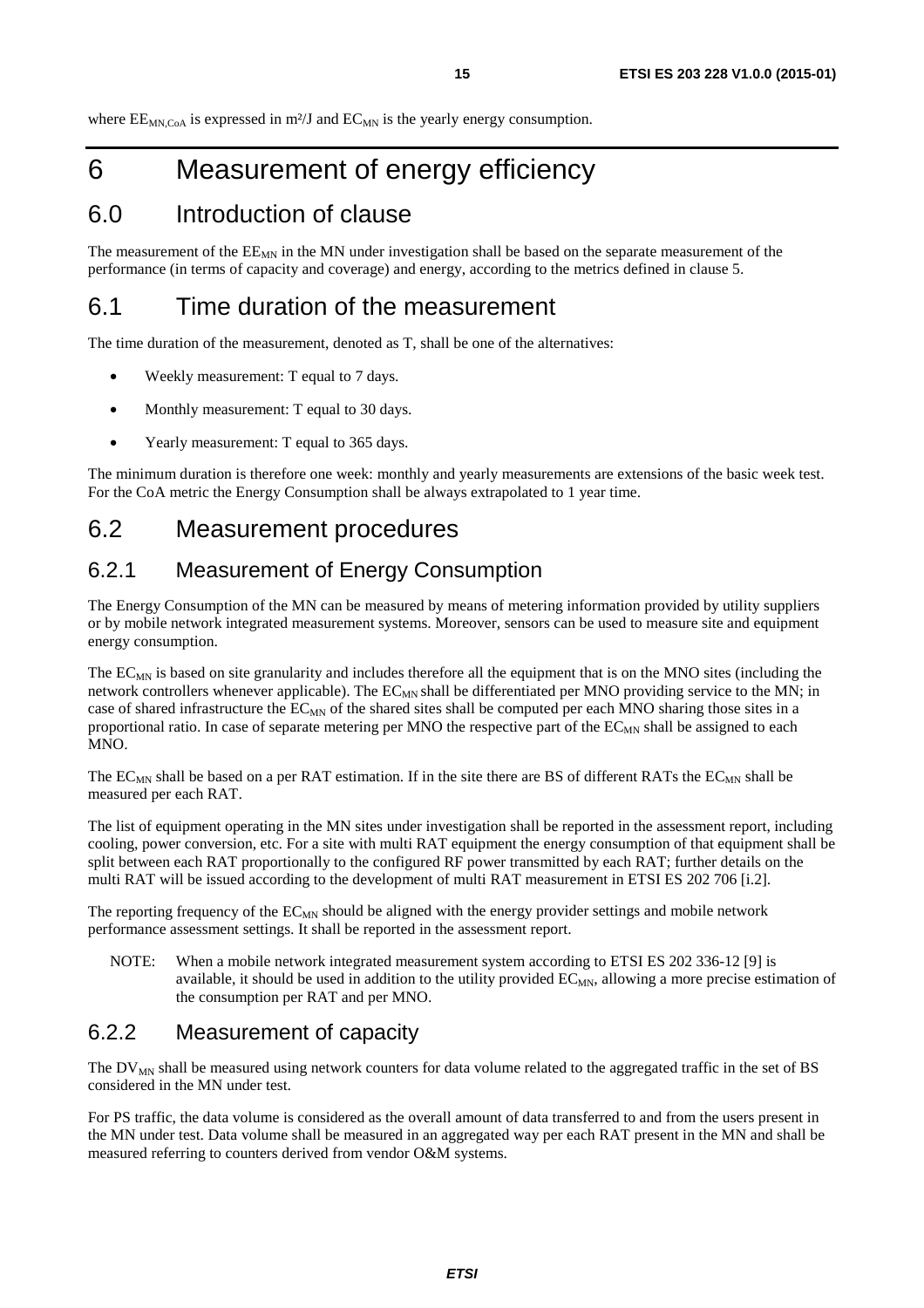where $EE_{MN,CoA}$ is expressed in m²/J and $EC_{MN}$ is the yearly energy consumption.

# 6 Measurement of energy efficiency

## 6.0 Introduction of clause

The measurement of the $EE_{MN}$ in the MN under investigation shall be based on the separate measurement of the performance (in terms of capacity and coverage) and energy, according to the metrics defined in clause 5.

## 6.1 Time duration of the measurement

The time duration of the measurement, denoted as T, shall be one of the alternatives:

- Weekly measurement: T equal to 7 days.
- Monthly measurement: T equal to 30 days.
- Yearly measurement: T equal to 365 days.

The minimum duration is therefore one week: monthly and yearly measurements are extensions of the basic week test. For the CoA metric the Energy Consumption shall be always extrapolated to 1 year time.

## 6.2 Measurement procedures

### 6.2.1 Measurement of Energy Consumption

The Energy Consumption of the MN can be measured by means of metering information provided by utility suppliers or by mobile network integrated measurement systems. Moreover, sensors can be used to measure site and equipment energy consumption.

The $EC_{MN}$ is based on site granularity and includes therefore all the equipment that is on the MNO sites (including the network controllers whenever applicable). The $EC_{MN}$ shall be differentiated per MNO providing service to the MN; in case of shared infrastructure the $EC_{MN}$ of the shared sites shall be computed per each MNO sharing those sites in a proportional ratio. In case of separate metering per MNO the respective part of the $EC_{MN}$ shall be assigned to each MNO.

The $EC_{MN}$ shall be based on a per RAT estimation. If in the site there are BS of different RATs the $EC_{MN}$ shall be measured per each RAT.

The list of equipment operating in the MN sites under investigation shall be reported in the assessment report, including cooling, power conversion, etc. For a site with multi RAT equipment the energy consumption of that equipment shall be split between each RAT proportionally to the configured RF power transmitted by each RAT; further details on the multi RAT will be issued according to the development of multi RAT measurement in ETSI ES 202 706 [i.2].

The reporting frequency of the $EC_{MN}$ should be aligned with the energy provider settings and mobile network performance assessment settings. It shall be reported in the assessment report.

NOTE: When a mobile network integrated measurement system according to ETSI ES 202 336-12 [9] is available, it should be used in addition to the utility provided $EC_{MN}$, allowing a more precise estimation of the consumption per RAT and per MNO.

### 6.2.2 Measurement of capacity

The $DV_{MN}$ shall be measured using network counters for data volume related to the aggregated traffic in the set of BS considered in the MN under test.

For PS traffic, the data volume is considered as the overall amount of data transferred to and from the users present in the MN under test. Data volume shall be measured in an aggregated way per each RAT present in the MN and shall be measured referring to counters derived from vendor O&M systems.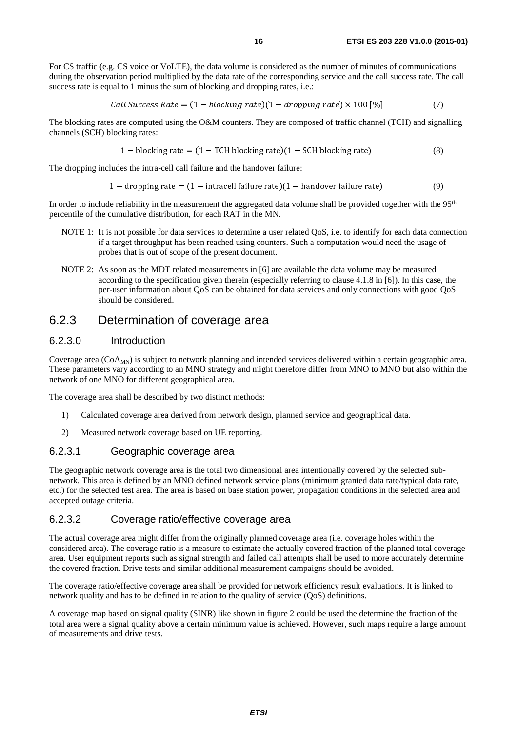For CS traffic (e.g. CS voice or VoLTE), the data volume is considered as the number of minutes of communications during the observation period multiplied by the data rate of the corresponding service and the call success rate. The call success rate is equal to 1 minus the sum of blocking and dropping rates, i.e.:

$$Call\ Success\ Rate = (1 - blocking\ rate)(1 - dropping\ rate) \times 100\ [\%] \qquad (7)$$

The blocking rates are computed using the O&M counters. They are composed of traffic channel (TCH) and signalling channels (SCH) blocking rates:

$$1 - \text{blocking rate} = (1 - \text{TCH blocking rate})(1 - \text{SCH blocking rate}) \qquad (8)$$

The dropping includes the intra-cell call failure and the handover failure:

$$1 - \text{dropping rate} = (1 - \text{intracell failure rate})(1 - \text{handover failure rate}) \qquad (9)$$

In order to include reliability in the measurement the aggregated data volume shall be provided together with the 95th percentile of the cumulative distribution, for each RAT in the MN.

NOTE 1: It is not possible for data services to determine a user related QoS, i.e. to identify for each data connection if a target throughput has been reached using counters. Such a computation would need the usage of probes that is out of scope of the present document.

NOTE 2: As soon as the MDT related measurements in [6] are available the data volume may be measured according to the specification given therein (especially referring to clause 4.1.8 in [6]). In this case, the per-user information about QoS can be obtained for data services and only connections with good QoS should be considered.

## 6.2.3 Determination of coverage area

### 6.2.3.0 Introduction

Coverage area ($CoA_{MN}$) is subject to network planning and intended services delivered within a certain geographic area. These parameters vary according to an MNO strategy and might therefore differ from MNO to MNO but also within the network of one MNO for different geographical area.

The coverage area shall be described by two distinct methods:

1) Calculated coverage area derived from network design, planned service and geographical data.
2) Measured network coverage based on UE reporting.

### 6.2.3.1 Geographic coverage area

The geographic network coverage area is the total two dimensional area intentionally covered by the selected sub-network. This area is defined by an MNO defined network service plans (minimum granted data rate/typical data rate, etc.) for the selected test area. The area is based on base station power, propagation conditions in the selected area and accepted outage criteria.

### 6.2.3.2 Coverage ratio/effective coverage area

The actual coverage area might differ from the originally planned coverage area (i.e. coverage holes within the considered area). The coverage ratio is a measure to estimate the actually covered fraction of the planned total coverage area. User equipment reports such as signal strength and failed call attempts shall be used to more accurately determine the covered fraction. Drive tests and similar additional measurement campaigns should be avoided.

The coverage ratio/effective coverage area shall be provided for network efficiency result evaluations. It is linked to network quality and has to be defined in relation to the quality of service (QoS) definitions.

A coverage map based on signal quality (SINR) like shown in figure 2 could be used the determine the fraction of the total area were a signal quality above a certain minimum value is achieved. However, such maps require a large amount of measurements and drive tests.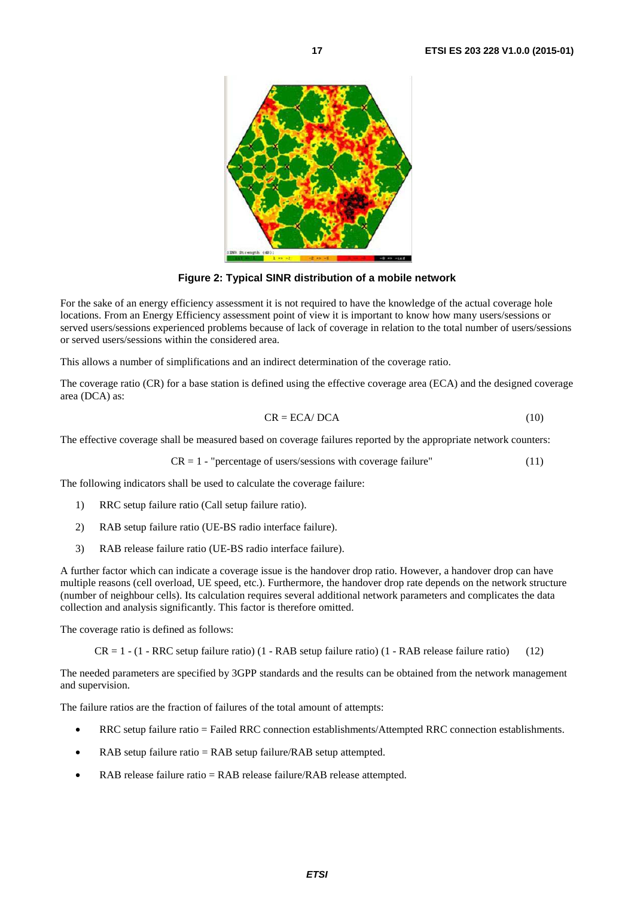**Figure 2: Typical SINR distribution of a mobile network**

For the sake of an energy efficiency assessment it is not required to have the knowledge of the actual coverage hole locations. From an Energy Efficiency assessment point of view it is important to know how many users/sessions or served users/sessions experienced problems because of lack of coverage in relation to the total number of users/sessions or served users/sessions within the considered area.

This allows a number of simplifications and an indirect determination of the coverage ratio.

The coverage ratio (CR) for a base station is defined using the effective coverage area (ECA) and the designed coverage area (DCA) as:

$$CR = ECA / DCA \quad (10)$$

The effective coverage shall be measured based on coverage failures reported by the appropriate network counters:

$$CR = 1 - \text{"percentage of users/sessions with coverage failure"} \quad (11)$$

The following indicators shall be used to calculate the coverage failure:

1) RRC setup failure ratio (Call setup failure ratio).
2) RAB setup failure ratio (UE-BS radio interface failure).
3) RAB release failure ratio (UE-BS radio interface failure).

A further factor which can indicate a coverage issue is the handover drop ratio. However, a handover drop can have multiple reasons (cell overload, UE speed, etc.). Furthermore, the handover drop rate depends on the network structure (number of neighbour cells). Its calculation requires several additional network parameters and complicates the data collection and analysis significantly. This factor is therefore omitted.

The coverage ratio is defined as follows:

$$CR = 1 - (1 - \text{RRC setup failure ratio})\ (1 - \text{RAB setup failure ratio})\ (1 - \text{RAB release failure ratio}) \quad (12)$$

The needed parameters are specified by 3GPP standards and the results can be obtained from the network management and supervision.

The failure ratios are the fraction of failures of the total amount of attempts:

- RRC setup failure ratio = Failed RRC connection establishments/Attempted RRC connection establishments.
- RAB setup failure ratio = RAB setup failure/RAB setup attempted.
- RAB release failure ratio = RAB release failure/RAB release attempted.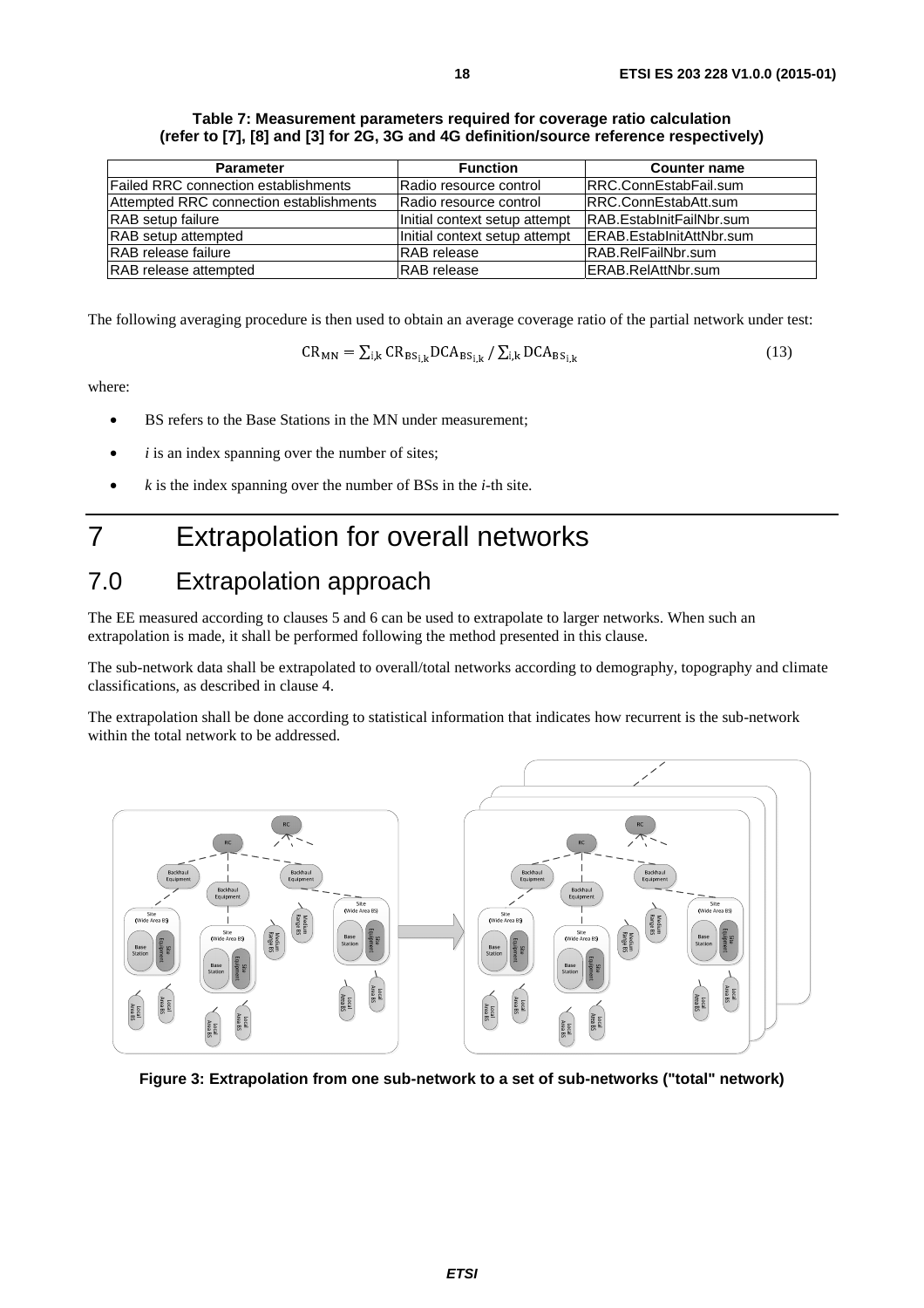**Table 7: Measurement parameters required for coverage ratio calculation (refer to [7], [8] and [3] for 2G, 3G and 4G definition/source reference respectively)**

| Parameter | Function | Counter name |
| --- | --- | --- |
| Failed RRC connection establishments | Radio resource control | RRC.ConnEstabFail.sum |
| Attempted RRC connection establishments | Radio resource control | RRC.ConnEstabAtt.sum |
| RAB setup failure | Initial context setup attempt | RAB.EstabInitFailNbr.sum |
| RAB setup attempted | Initial context setup attempt | ERAB.EstabInitAttNbr.sum |
| RAB release failure | RAB release | RAB.RelFailNbr.sum |
| RAB release attempted | RAB release | ERAB.RelAttNbr.sum |

The following averaging procedure is then used to obtain an average coverage ratio of the partial network under test:

$$\mathrm{CR_{MN}} = \sum_{i,k} \mathrm{CR}_{\mathrm{BS}_{i,k}} \mathrm{DCA}_{\mathrm{BS}_{i,k}} \,/\, \sum_{i,k} \mathrm{DCA}_{\mathrm{BS}_{i,k}} \quad (13)$$

where:

- BS refers to the Base Stations in the MN under measurement;
- *i* is an index spanning over the number of sites;
- *k* is the index spanning over the number of BSs in the *i*-th site.

# 7 Extrapolation for overall networks

## 7.0 Extrapolation approach

The EE measured according to clauses 5 and 6 can be used to extrapolate to larger networks. When such an extrapolation is made, it shall be performed following the method presented in this clause.

The sub-network data shall be extrapolated to overall/total networks according to demography, topography and climate classifications, as described in clause 4.

The extrapolation shall be done according to statistical information that indicates how recurrent is the sub-network within the total network to be addressed.

**Figure 3: Extrapolation from one sub-network to a set of sub-networks ("total" network)**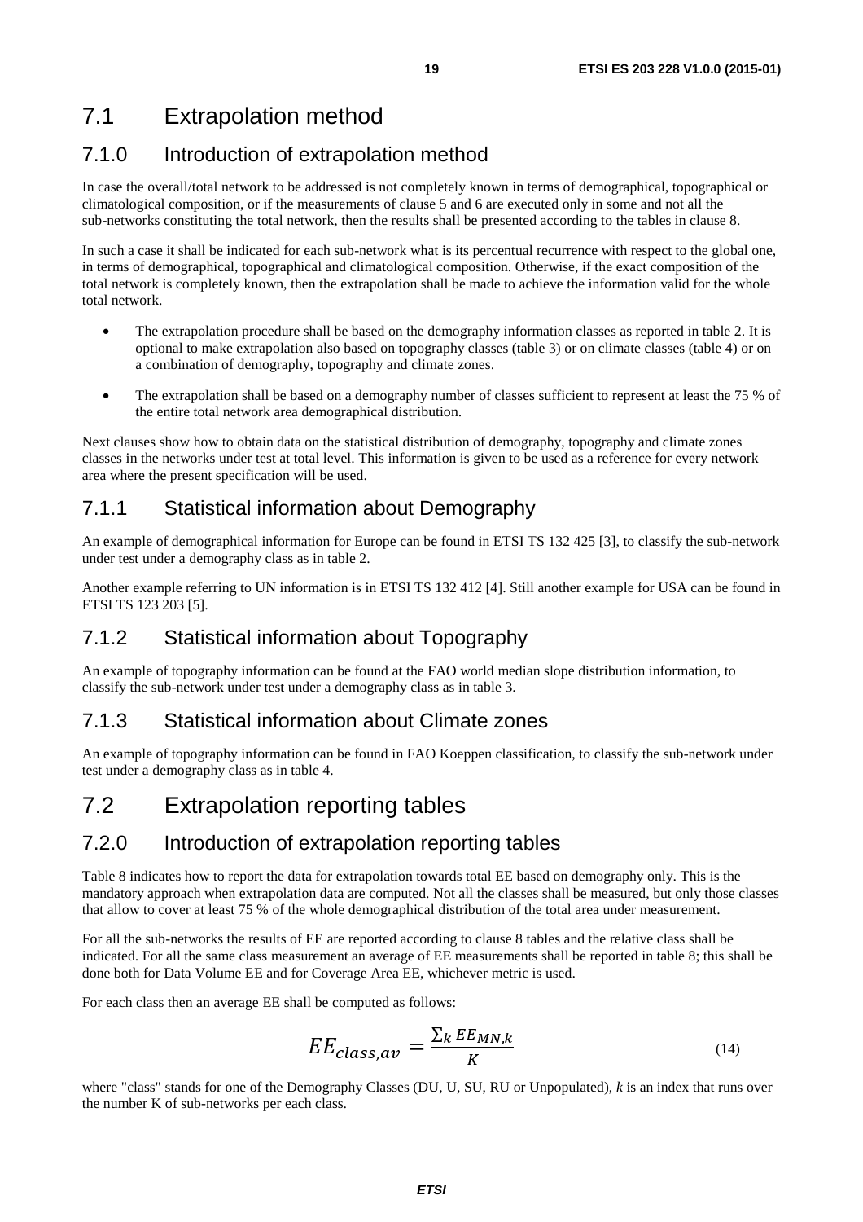# 7.1 Extrapolation method

## 7.1.0 Introduction of extrapolation method

In case the overall/total network to be addressed is not completely known in terms of demographical, topographical or climatological composition, or if the measurements of clause 5 and 6 are executed only in some and not all the sub-networks constituting the total network, then the results shall be presented according to the tables in clause 8.

In such a case it shall be indicated for each sub-network what is its percentual recurrence with respect to the global one, in terms of demographical, topographical and climatological composition. Otherwise, if the exact composition of the total network is completely known, then the extrapolation shall be made to achieve the information valid for the whole total network.

- The extrapolation procedure shall be based on the demography information classes as reported in table 2. It is optional to make extrapolation also based on topography classes (table 3) or on climate classes (table 4) or on a combination of demography, topography and climate zones.
- The extrapolation shall be based on a demography number of classes sufficient to represent at least the 75 % of the entire total network area demographical distribution.

Next clauses show how to obtain data on the statistical distribution of demography, topography and climate zones classes in the networks under test at total level. This information is given to be used as a reference for every network area where the present specification will be used.

## 7.1.1 Statistical information about Demography

An example of demographical information for Europe can be found in ETSI TS 132 425 [3], to classify the sub-network under test under a demography class as in table 2.

Another example referring to UN information is in ETSI TS 132 412 [4]. Still another example for USA can be found in ETSI TS 123 203 [5].

## 7.1.2 Statistical information about Topography

An example of topography information can be found at the FAO world median slope distribution information, to classify the sub-network under test under a demography class as in table 3.

## 7.1.3 Statistical information about Climate zones

An example of topography information can be found in FAO Koeppen classification, to classify the sub-network under test under a demography class as in table 4.

# 7.2 Extrapolation reporting tables

## 7.2.0 Introduction of extrapolation reporting tables

Table 8 indicates how to report the data for extrapolation towards total EE based on demography only. This is the mandatory approach when extrapolation data are computed. Not all the classes shall be measured, but only those classes that allow to cover at least 75 % of the whole demographical distribution of the total area under measurement.

For all the sub-networks the results of EE are reported according to clause 8 tables and the relative class shall be indicated. For all the same class measurement an average of EE measurements shall be reported in table 8; this shall be done both for Data Volume EE and for Coverage Area EE, whichever metric is used.

For each class then an average EE shall be computed as follows:

$$EE_{class,av} = \frac{\sum_k EE_{MN,k}}{K} \tag{14}$$

where "class" stands for one of the Demography Classes (DU, U, SU, RU or Unpopulated), $k$ is an index that runs over the number K of sub-networks per each class.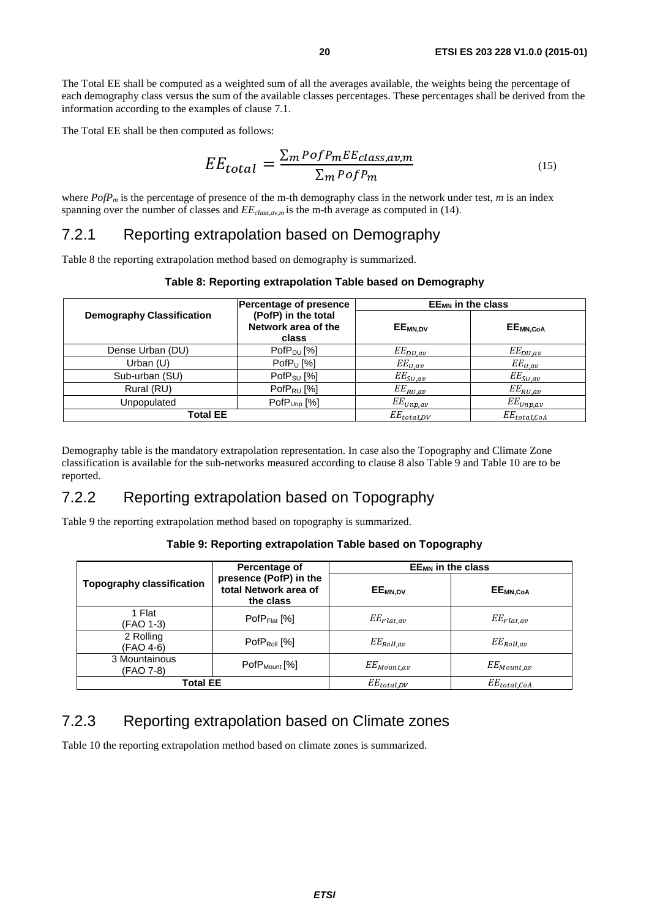The Total EE shall be computed as a weighted sum of all the averages available, the weights being the percentage of each demography class versus the sum of the available classes percentages. These percentages shall be derived from the information according to the examples of clause 7.1.

The Total EE shall be then computed as follows:

$$EE_{total} = \frac{\sum_m PofP_m EE_{class,av,m}}{\sum_m PofP_m} \tag{15}$$

where $PofP_m$ is the percentage of presence of the m-th demography class in the network under test, $m$ is an index spanning over the number of classes and $EE_{class,av,m}$ is the m-th average as computed in (14).

## 7.2.1 Reporting extrapolation based on Demography

Table 8 the reporting extrapolation method based on demography is summarized.

**Table 8: Reporting extrapolation Table based on Demography**

| Demography Classification | Percentage of presence (PofP) in the total Network area of the class | $EE_{MN}$ in the class | |
|---|---|---|---|
| | | $EE_{MN,DV}$ | $EE_{MN,CoA}$ |
| Dense Urban (DU) | $PofP_{DU}$ [%] | $EE_{DU,av}$ | $EE_{DU,av}$ |
| Urban (U) | $PofP_{U}$ [%] | $EE_{U,av}$ | $EE_{U,av}$ |
| Sub-urban (SU) | $PofP_{SU}$ [%] | $EE_{SU,av}$ | $EE_{SU,av}$ |
| Rural (RU) | $PofP_{RU}$ [%] | $EE_{RU,av}$ | $EE_{RU,av}$ |
| Unpopulated | $PofP_{Unp}$ [%] | $EE_{Unp,av}$ | $EE_{Unp,av}$ |
| **Total EE** | | $EE_{total,DV}$ | $EE_{total,CoA}$ |

Demography table is the mandatory extrapolation representation. In case also the Topography and Climate Zone classification is available for the sub-networks measured according to clause 8 also Table 9 and Table 10 are to be reported.

## 7.2.2 Reporting extrapolation based on Topography

Table 9 the reporting extrapolation method based on topography is summarized.

**Table 9: Reporting extrapolation Table based on Topography**

| Topography classification | Percentage of presence (PofP) in the total Network area of the class | $EE_{MN}$ in the class | |
|---|---|---|---|
| | | $EE_{MN,DV}$ | $EE_{MN,CoA}$ |
| 1 Flat (FAO 1-3) | $PofP_{Flat}$ [%] | $EE_{Flat,av}$ | $EE_{Flat,av}$ |
| 2 Rolling (FAO 4-6) | $PofP_{Roll}$ [%] | $EE_{Roll,av}$ | $EE_{Roll,av}$ |
| 3 Mountainous (FAO 7-8) | $PofP_{Mount}$ [%] | $EE_{Mount,av}$ | $EE_{Mount,av}$ |
| **Total EE** | | $EE_{total,DV}$ | $EE_{total,CoA}$ |

## 7.2.3 Reporting extrapolation based on Climate zones

Table 10 the reporting extrapolation method based on climate zones is summarized.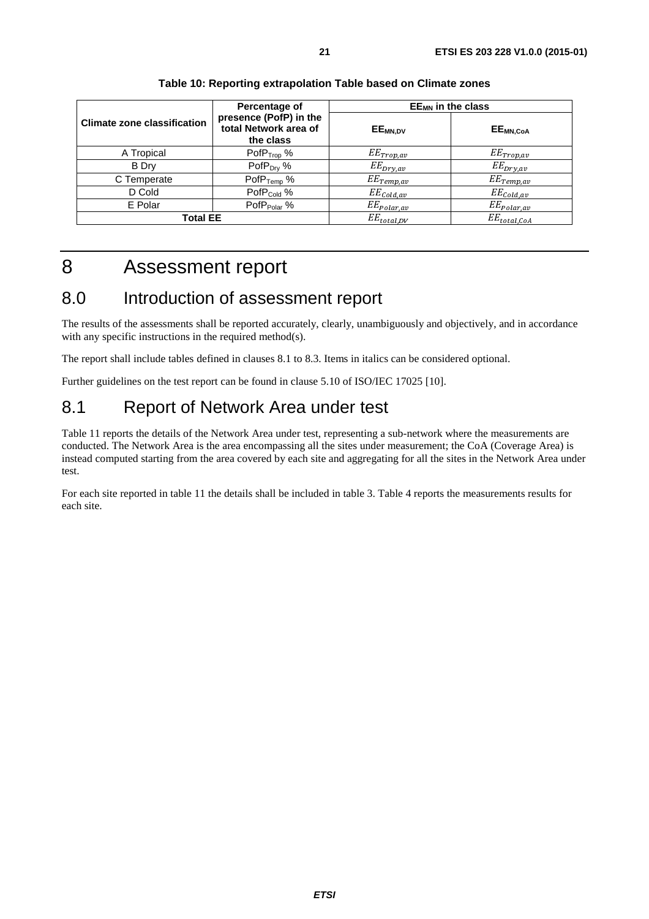**Table 10: Reporting extrapolation Table based on Climate zones**

| Climate zone classification | Percentage of presence (PofP) in the total Network area of the class | $EE_{MN}$ in the class | |
|---|---|---|---|
| | | $EE_{MN,DV}$ | $EE_{MN,CoA}$ |
| A Tropical | $PofP_{Trop}$ % | $EE_{Trop,av}$ | $EE_{Trop,av}$ |
| B Dry | $PofP_{Dry}$ % | $EE_{Dry,av}$ | $EE_{Dry,av}$ |
| C Temperate | $PofP_{Temp}$ % | $EE_{Temp,av}$ | $EE_{Temp,av}$ |
| D Cold | $PofP_{Cold}$ % | $EE_{Cold,av}$ | $EE_{Cold,av}$ |
| E Polar | $PofP_{Polar}$ % | $EE_{Polar,av}$ | $EE_{Polar,av}$ |
| **Total EE** | | $EE_{total,DV}$ | $EE_{total,CoA}$ |

# 8 Assessment report

## 8.0 Introduction of assessment report

The results of the assessments shall be reported accurately, clearly, unambiguously and objectively, and in accordance with any specific instructions in the required method(s).

The report shall include tables defined in clauses 8.1 to 8.3. Items in italics can be considered optional.

Further guidelines on the test report can be found in clause 5.10 of ISO/IEC 17025 [10].

## 8.1 Report of Network Area under test

Table 11 reports the details of the Network Area under test, representing a sub-network where the measurements are conducted. The Network Area is the area encompassing all the sites under measurement; the CoA (Coverage Area) is instead computed starting from the area covered by each site and aggregating for all the sites in the Network Area under test.

For each site reported in table 11 the details shall be included in table 3. Table 4 reports the measurements results for each site.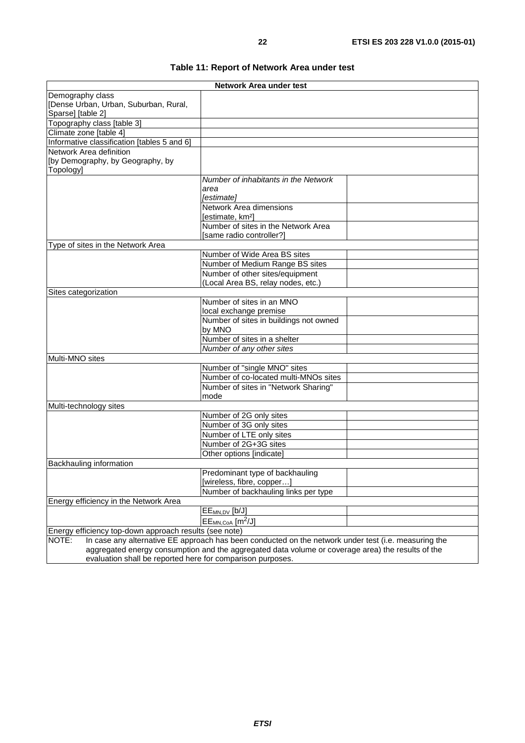**Table 11: Report of Network Area under test**

| Network Area under test | | |
|---|---|---|
| Demography class [Dense Urban, Urban, Suburban, Rural, Sparse] [table 2] | | |
| Topography class [table 3] | | |
| Climate zone [table 4] | | |
| Informative classification [tables 5 and 6] | | |
| Network Area definition [by Demography, by Geography, by Topology] | | |
| | *Number of inhabitants in the Network area [estimate]* | |
| | Network Area dimensions [estimate, km²] | |
| | Number of sites in the Network Area [same radio controller?] | |
| Type of sites in the Network Area | | |
| | Number of Wide Area BS sites | |
| | Number of Medium Range BS sites | |
| | Number of other sites/equipment (Local Area BS, relay nodes, etc.) | |
| Sites categorization | | |
| | Number of sites in an MNO local exchange premise | |
| | Number of sites in buildings not owned by MNO | |
| | Number of sites in a shelter | |
| | *Number of any other sites* | |
| Multi-MNO sites | | |
| | Number of "single MNO" sites | |
| | Number of co-located multi-MNOs sites | |
| | Number of sites in "Network Sharing" mode | |
| Multi-technology sites | | |
| | Number of 2G only sites | |
| | Number of 3G only sites | |
| | Number of LTE only sites | |
| | Number of 2G+3G sites | |
| | Other options [indicate] | |
| Backhauling information | | |
| | Predominant type of backhauling [wireless, fibre, copper…] | |
| | Number of backhauling links per type | |
| Energy efficiency in the Network Area | | |
| | $EE_{MN,DV}$ [b/J] | |
| | $EE_{MN,CoA}$ [m²/J] | |
| Energy efficiency top-down approach results (see note) | | |
| NOTE: In case any alternative EE approach has been conducted on the network under test (i.e. measuring the aggregated energy consumption and the aggregated data volume or coverage area) the results of the evaluation shall be reported here for comparison purposes. | | |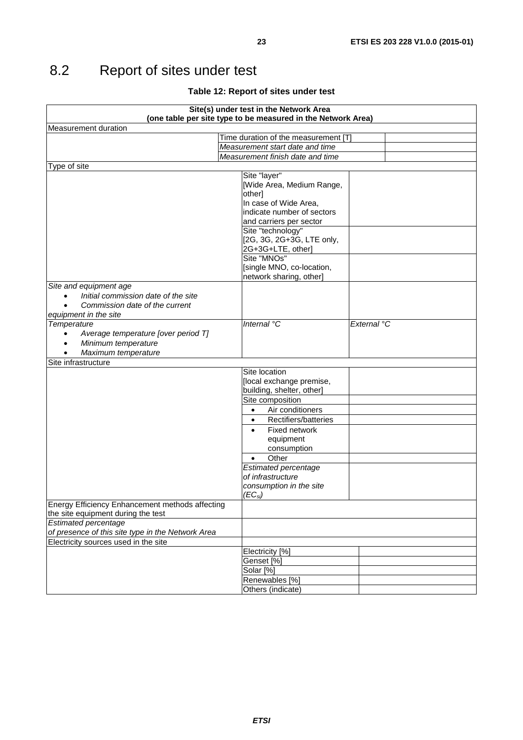## 8.2 Report of sites under test

**Table 12: Report of sites under test**

| **Site(s) under test in the Network Area (one table per site type to be measured in the Network Area)** | | | |
|---|---|---|---|
| Measurement duration | | | |
| | Time duration of the measurement [T] | | |
| | *Measurement start date and time* | | |
| | *Measurement finish date and time* | | |
| Type of site | | | |
| | Site "layer" [Wide Area, Medium Range, other] In case of Wide Area, indicate number of sectors and carriers per sector | | |
| | Site "technology" [2G, 3G, 2G+3G, LTE only, 2G+3G+LTE, other] | | |
| | Site "MNOs" [single MNO, co-location, network sharing, other] | | |
| *Site and equipment age* <br>• *Initial commission date of the site* <br>• *Commission date of the current equipment in the site* | | | |
| *Temperature* <br>• *Average temperature [over period T]* <br>• *Minimum temperature* <br>• *Maximum temperature* | *Internal °C* | *External °C* | |
| Site infrastructure | | | |
| | Site location [local exchange premise, building, shelter, other] | | |
| | Site composition | | |
| | • Air conditioners | | |
| | • Rectifiers/batteries | | |
| | • Fixed network equipment consumption | | |
| | • Other | | |
| | *Estimated percentage of infrastructure consumption in the site ($EC_{si}$)* | | |
| Energy Efficiency Enhancement methods affecting the site equipment during the test | | | |
| *Estimated percentage of presence of this site type in the Network Area* | | | |
| Electricity sources used in the site | | | |
| | Electricity [%] | | |
| | Genset [%] | | |
| | Solar [%] | | |
| | Renewables [%] | | |
| | Others (indicate) | | |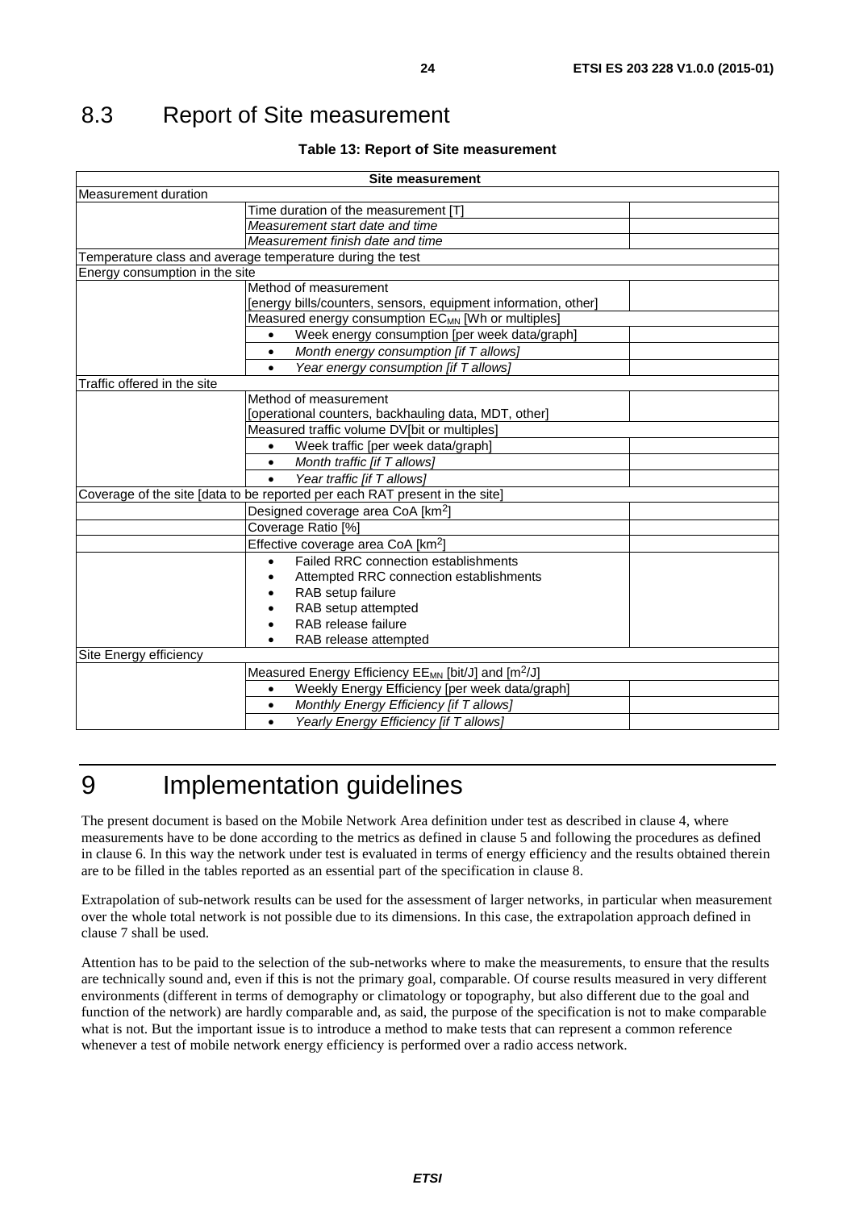## 8.3 Report of Site measurement

**Table 13: Report of Site measurement**

| Site measurement | | |
|---|---|---|
| Measurement duration | | |
| | Time duration of the measurement [T] | |
| | *Measurement start date and time* | |
| | *Measurement finish date and time* | |
| Temperature class and average temperature during the test | | |
| Energy consumption in the site | | |
| | Method of measurement [energy bills/counters, sensors, equipment information, other] | |
| | Measured energy consumption $EC_{MN}$ [Wh or multiples] | |
| | • Week energy consumption [per week data/graph] | |
| | • *Month energy consumption [if T allows]* | |
| | • *Year energy consumption [if T allows]* | |
| Traffic offered in the site | | |
| | Method of measurement [operational counters, backhauling data, MDT, other] | |
| | Measured traffic volume DV[bit or multiples] | |
| | • Week traffic [per week data/graph] | |
| | • *Month traffic [if T allows]* | |
| | • *Year traffic [if T allows]* | |
| Coverage of the site [data to be reported per each RAT present in the site] | | |
| | Designed coverage area CoA [km$^2$] | |
| | Coverage Ratio [%] | |
| | Effective coverage area CoA [km$^2$] | |
| | • Failed RRC connection establishments<br>• Attempted RRC connection establishments<br>• RAB setup failure<br>• RAB setup attempted<br>• RAB release failure<br>• RAB release attempted | |
| Site Energy efficiency | | |
| | Measured Energy Efficiency $EE_{MN}$ [bit/J] and [m$^2$/J] | |
| | • Weekly Energy Efficiency [per week data/graph] | |
| | • *Monthly Energy Efficiency [if T allows]* | |
| | • *Yearly Energy Efficiency [if T allows]* | |

# 9 Implementation guidelines

The present document is based on the Mobile Network Area definition under test as described in clause 4, where measurements have to be done according to the metrics as defined in clause 5 and following the procedures as defined in clause 6. In this way the network under test is evaluated in terms of energy efficiency and the results obtained therein are to be filled in the tables reported as an essential part of the specification in clause 8.

Extrapolation of sub-network results can be used for the assessment of larger networks, in particular when measurement over the whole total network is not possible due to its dimensions. In this case, the extrapolation approach defined in clause 7 shall be used.

Attention has to be paid to the selection of the sub-networks where to make the measurements, to ensure that the results are technically sound and, even if this is not the primary goal, comparable. Of course results measured in very different environments (different in terms of demography or climatology or topography, but also different due to the goal and function of the network) are hardly comparable and, as said, the purpose of the specification is not to make comparable what is not. But the important issue is to introduce a method to make tests that can represent a common reference whenever a test of mobile network energy efficiency is performed over a radio access network.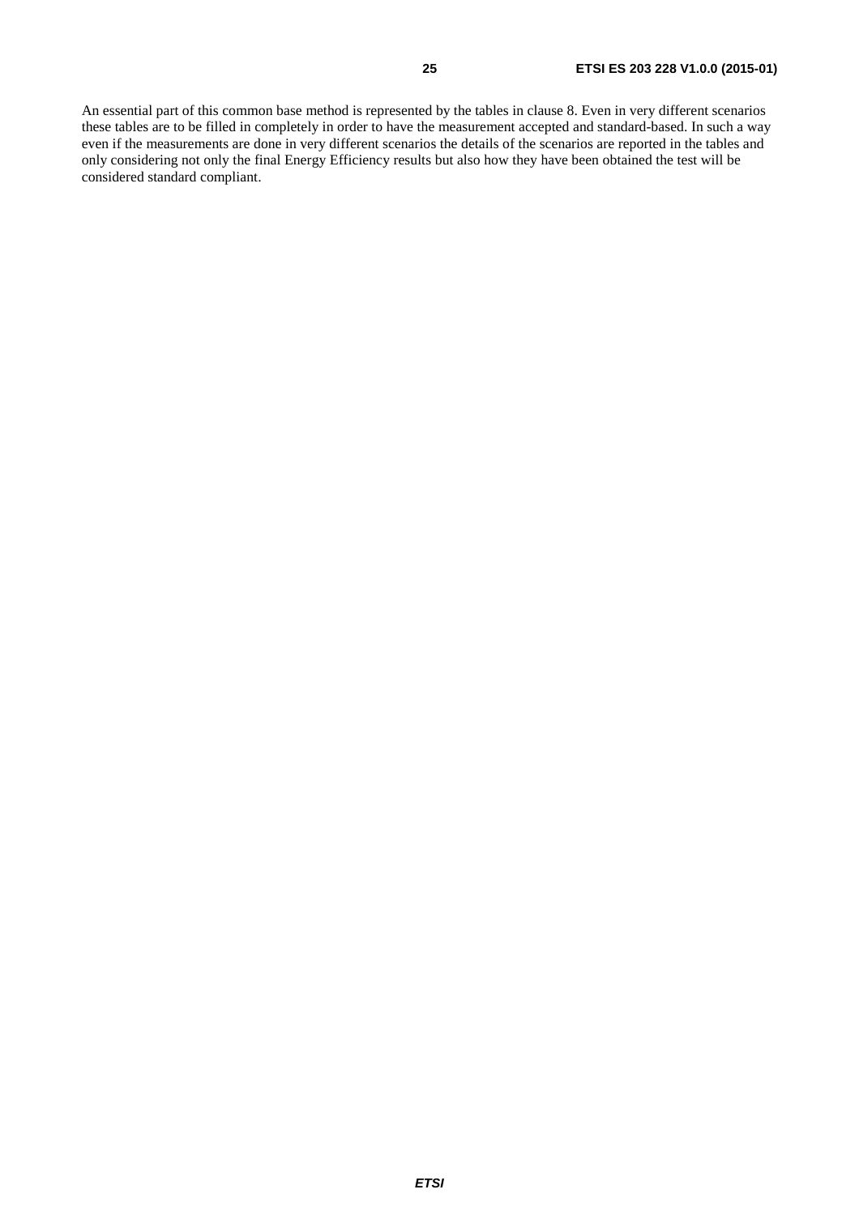An essential part of this common base method is represented by the tables in clause 8. Even in very different scenarios these tables are to be filled in completely in order to have the measurement accepted and standard-based. In such a way even if the measurements are done in very different scenarios the details of the scenarios are reported in the tables and only considering not only the final Energy Efficiency results but also how they have been obtained the test will be considered standard compliant.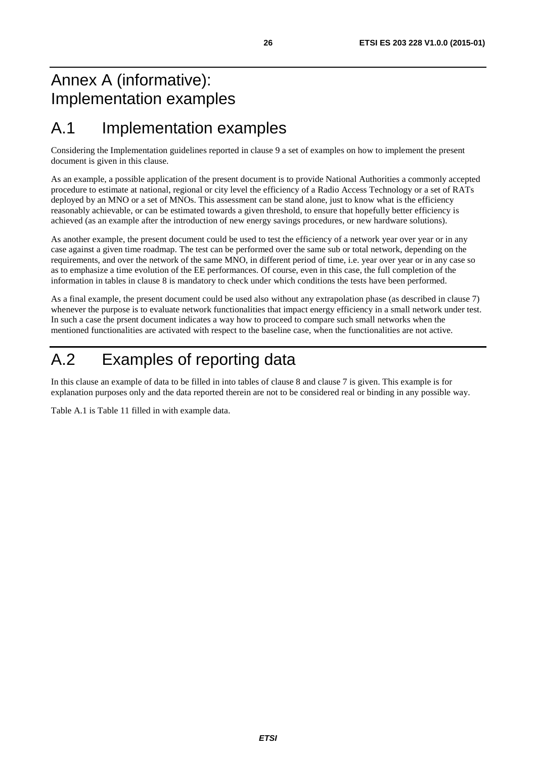# Annex A (informative): Implementation examples

# A.1 Implementation examples

Considering the Implementation guidelines reported in clause 9 a set of examples on how to implement the present document is given in this clause.

As an example, a possible application of the present document is to provide National Authorities a commonly accepted procedure to estimate at national, regional or city level the efficiency of a Radio Access Technology or a set of RATs deployed by an MNO or a set of MNOs. This assessment can be stand alone, just to know what is the efficiency reasonably achievable, or can be estimated towards a given threshold, to ensure that hopefully better efficiency is achieved (as an example after the introduction of new energy savings procedures, or new hardware solutions).

As another example, the present document could be used to test the efficiency of a network year over year or in any case against a given time roadmap. The test can be performed over the same sub or total network, depending on the requirements, and over the network of the same MNO, in different period of time, i.e. year over year or in any case so as to emphasize a time evolution of the EE performances. Of course, even in this case, the full completion of the information in tables in clause 8 is mandatory to check under which conditions the tests have been performed.

As a final example, the present document could be used also without any extrapolation phase (as described in clause 7) whenever the purpose is to evaluate network functionalities that impact energy efficiency in a small network under test. In such a case the prsent document indicates a way how to proceed to compare such small networks when the mentioned functionalities are activated with respect to the baseline case, when the functionalities are not active.

# A.2 Examples of reporting data

In this clause an example of data to be filled in into tables of clause 8 and clause 7 is given. This example is for explanation purposes only and the data reported therein are not to be considered real or binding in any possible way.

Table A.1 is Table 11 filled in with example data.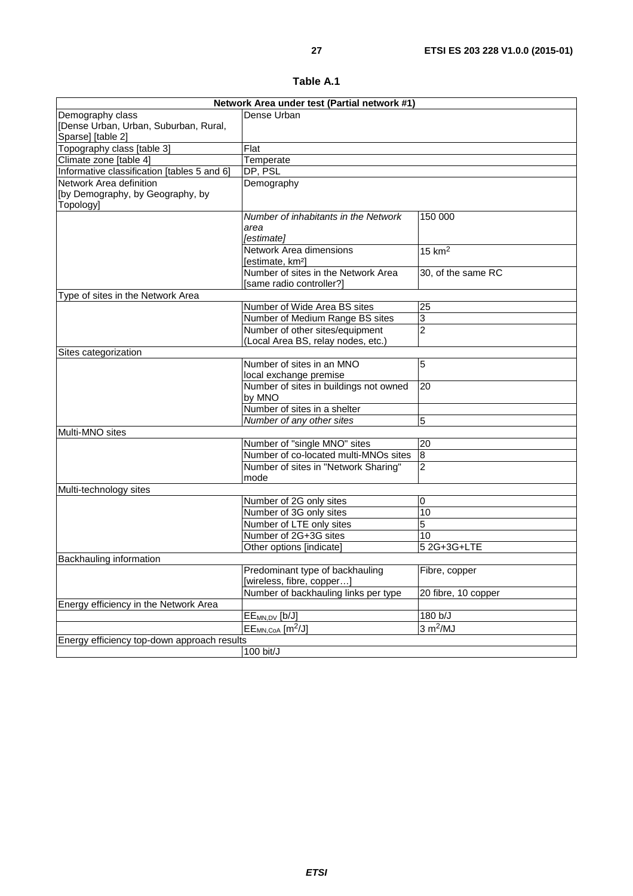**Table A.1**

| Network Area under test (Partial network #1) | | |
|---|---|---|
| Demography class [Dense Urban, Urban, Suburban, Rural, Sparse] [table 2] | Dense Urban | |
| Topography class [table 3] | Flat | |
| Climate zone [table 4] | Temperate | |
| Informative classification [tables 5 and 6] | DP, PSL | |
| Network Area definition [by Demography, by Geography, by Topology] | Demography | |
| | *Number of inhabitants in the Network area [estimate]* | 150 000 |
| | Network Area dimensions [estimate, km²] | 15 km² |
| | Number of sites in the Network Area [same radio controller?] | 30, of the same RC |
| Type of sites in the Network Area | | |
| | Number of Wide Area BS sites | 25 |
| | Number of Medium Range BS sites | 3 |
| | Number of other sites/equipment (Local Area BS, relay nodes, etc.) | 2 |
| Sites categorization | | |
| | Number of sites in an MNO local exchange premise | 5 |
| | Number of sites in buildings not owned by MNO | 20 |
| | Number of sites in a shelter | |
| | *Number of any other sites* | 5 |
| Multi-MNO sites | | |
| | Number of "single MNO" sites | 20 |
| | Number of co-located multi-MNOs sites | 8 |
| | Number of sites in "Network Sharing" mode | 2 |
| Multi-technology sites | | |
| | Number of 2G only sites | 0 |
| | Number of 3G only sites | 10 |
| | Number of LTE only sites | 5 |
| | Number of 2G+3G sites | 10 |
| | Other options [indicate] | 5 2G+3G+LTE |
| Backhauling information | | |
| | Predominant type of backhauling [wireless, fibre, copper…] | Fibre, copper |
| | Number of backhauling links per type | 20 fibre, 10 copper |
| Energy efficiency in the Network Area | | |
| | $EE_{MN,DV}$ [b/J] | 180 b/J |
| | $EE_{MN,CoA}$ [m²/J] | 3 m²/MJ |
| Energy efficiency top-down approach results | | |
| | 100 bit/J | |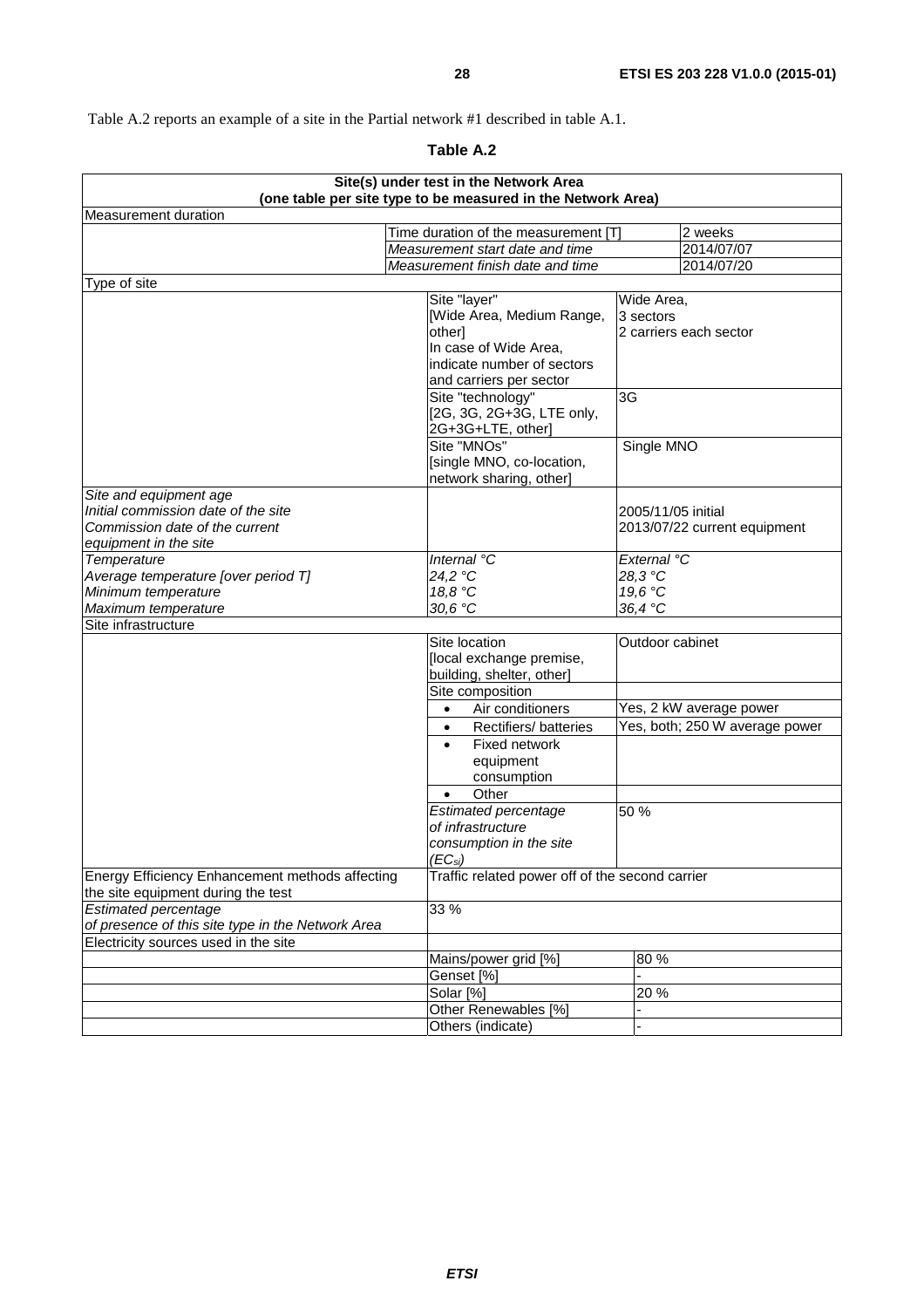Table A.2 reports an example of a site in the Partial network #1 described in table A.1.

**Table A.2**

| Site(s) under test in the Network Area (one table per site type to be measured in the Network Area) | | | |
|---|---|---|---|
| Measurement duration | | | |
| | Time duration of the measurement [T] | | 2 weeks |
| | *Measurement start date and time* | | 2014/07/07 |
| | *Measurement finish date and time* | | 2014/07/20 |
| Type of site | | | |
| | Site "layer" [Wide Area, Medium Range, other] In case of Wide Area, indicate number of sectors and carriers per sector | Wide Area, 3 sectors 2 carriers each sector | |
| | Site "technology" [2G, 3G, 2G+3G, LTE only, 2G+3G+LTE, other] | 3G | |
| | Site "MNOs" [single MNO, co-location, network sharing, other] | Single MNO | |
| *Site and equipment age* *Initial commission date of the site* *Commission date of the current equipment in the site* | | 2005/11/05 initial 2013/07/22 current equipment | |
| *Temperature* | *Internal °C* | *External °C* | |
| *Average temperature [over period T]* | *24,2 °C* | *28,3 °C* | |
| *Minimum temperature* | *18,8 °C* | *19,6 °C* | |
| *Maximum temperature* | *30,6 °C* | *36,4 °C* | |
| Site infrastructure | | | |
| | Site location [local exchange premise, building, shelter, other] | Outdoor cabinet | |
| | Site composition | | |
| | • Air conditioners | Yes, 2 kW average power | |
| | • Rectifiers/ batteries | Yes, both; 250 W average power | |
| | • Fixed network equipment consumption | | |
| | • Other | | |
| | *Estimated percentage of infrastructure consumption in the site ($EC_{si}$)* | 50 % | |
| Energy Efficiency Enhancement methods affecting the site equipment during the test | Traffic related power off of the second carrier | | |
| *Estimated percentage of presence of this site type in the Network Area* | 33 % | | |
| Electricity sources used in the site | | | |
| | Mains/power grid [%] | 80 % | |
| | Genset [%] | - | |
| | Solar [%] | 20 % | |
| | Other Renewables [%] | - | |
| | Others (indicate) | - | |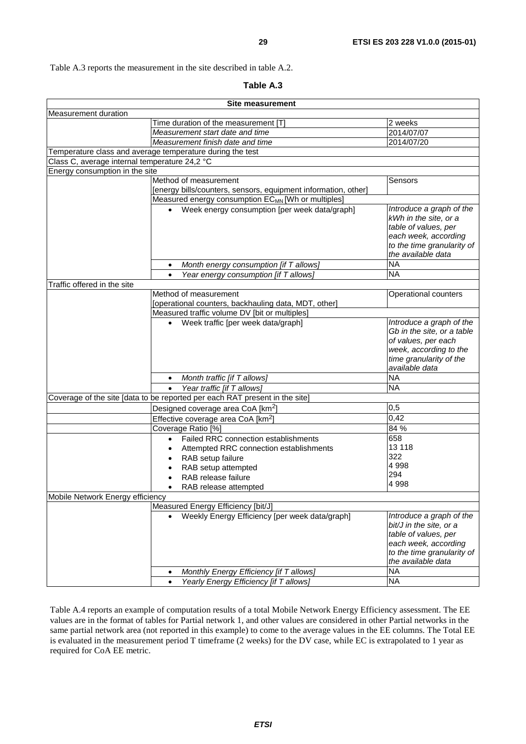Table A.3 reports the measurement in the site described in table A.2.

**Table A.3**

| Site measurement | | |
|---|---|---|
| Measurement duration | | |
| | Time duration of the measurement [T] | 2 weeks |
| | *Measurement start date and time* | 2014/07/07 |
| | *Measurement finish date and time* | 2014/07/20 |
| Temperature class and average temperature during the test | | |
| Class C, average internal temperature 24,2 °C | | |
| Energy consumption in the site | | |
| | Method of measurement [energy bills/counters, sensors, equipment information, other] | Sensors |
| | Measured energy consumption $EC_{MN}$ [Wh or multiples] | |
| | • Week energy consumption [per week data/graph] | *Introduce a graph of the kWh in the site, or a table of values, per each week, according to the time granularity of the available data* |
| | • *Month energy consumption [if T allows]* | NA |
| | • *Year energy consumption [if T allows]* | NA |
| Traffic offered in the site | | |
| | Method of measurement [operational counters, backhauling data, MDT, other] | Operational counters |
| | Measured traffic volume DV [bit or multiples] | |
| | • Week traffic [per week data/graph] | *Introduce a graph of the Gb in the site, or a table of values, per each week, according to the time granularity of the available data* |
| | • *Month traffic [if T allows]* | NA |
| | • *Year traffic [if T allows]* | NA |
| Coverage of the site [data to be reported per each RAT present in the site] | | |
| | Designed coverage area CoA [km$^2$] | 0,5 |
| | Effective coverage area CoA [km$^2$] | 0,42 |
| | Coverage Ratio [%] | 84 % |
| | • Failed RRC connection establishments<br>• Attempted RRC connection establishments<br>• RAB setup failure<br>• RAB setup attempted<br>• RAB release failure<br>• RAB release attempted | 658<br>13 118<br>322<br>4 998<br>294<br>4 998 |
| Mobile Network Energy efficiency | | |
| | Measured Energy Efficiency [bit/J] | |
| | • Weekly Energy Efficiency [per week data/graph] | *Introduce a graph of the bit/J in the site, or a table of values, per each week, according to the time granularity of the available data* |
| | • *Monthly Energy Efficiency [if T allows]* | NA |
| | • *Yearly Energy Efficiency [if T allows]* | NA |

Table A.4 reports an example of computation results of a total Mobile Network Energy Efficiency assessment. The EE values are in the format of tables for Partial network 1, and other values are considered in other Partial networks in the same partial network area (not reported in this example) to come to the average values in the EE columns. The Total EE is evaluated in the measurement period T timeframe (2 weeks) for the DV case, while EC is extrapolated to 1 year as required for CoA EE metric.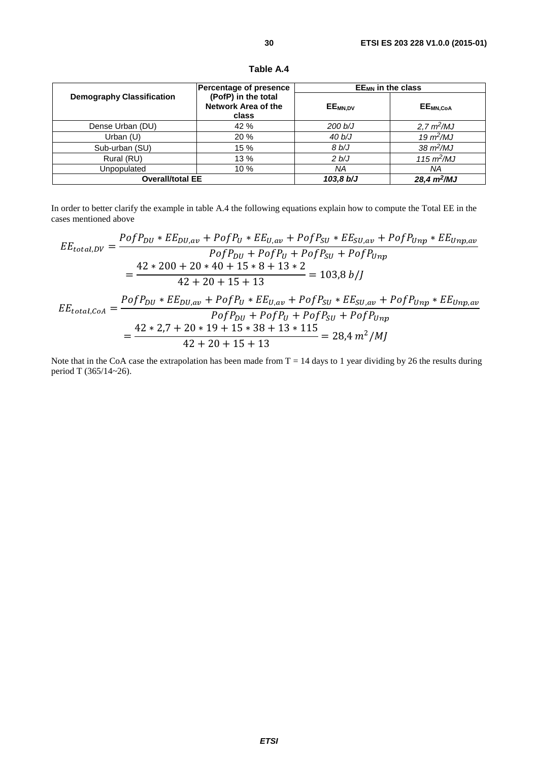**Table A.4**

| Demography Classification | Percentage of presence (PofP) in the total Network Area of the class | $EE_{MN}$ in the class | |
|---|---|---|---|
| | | $EE_{MN,DV}$ | $EE_{MN,CoA}$ |
| Dense Urban (DU) | 42 % | *200 b/J* | *2,7 $m^2$/MJ* |
| Urban (U) | 20 % | *40 b/J* | *19 $m^2$/MJ* |
| Sub-urban (SU) | 15 % | *8 b/J* | *38 $m^2$/MJ* |
| Rural (RU) | 13 % | *2 b/J* | *115 $m^2$/MJ* |
| Unpopulated | 10 % | *NA* | *NA* |
| **Overall/total EE** | | ***103,8 b/J*** | ***28,4 $m^2$/MJ*** |

In order to better clarify the example in table A.4 the following equations explain how to compute the Total EE in the cases mentioned above

$$EE_{total,DV} = \frac{PofP_{DU} * EE_{DU,av} + PofP_{U} * EE_{U,av} + PofP_{SU} * EE_{SU,av} + PofP_{Unp} * EE_{Unp,av}}{PofP_{DU} + PofP_{U} + PofP_{SU} + PofP_{Unp}}$$
$$= \frac{42 * 200 + 20 * 40 + 15 * 8 + 13 * 2}{42 + 20 + 15 + 13} = 103{,}8\ b/J$$

$$EE_{total,CoA} = \frac{PofP_{DU} * EE_{DU,av} + PofP_{U} * EE_{U,av} + PofP_{SU} * EE_{SU,av} + PofP_{Unp} * EE_{Unp,av}}{PofP_{DU} + PofP_{U} + PofP_{SU} + PofP_{Unp}}$$
$$= \frac{42 * 2{,}7 + 20 * 19 + 15 * 38 + 13 * 115}{42 + 20 + 15 + 13} = 28{,}4\ m^2/MJ$$

Note that in the CoA case the extrapolation has been made from T = 14 days to 1 year dividing by 26 the results during period T (365/14~26).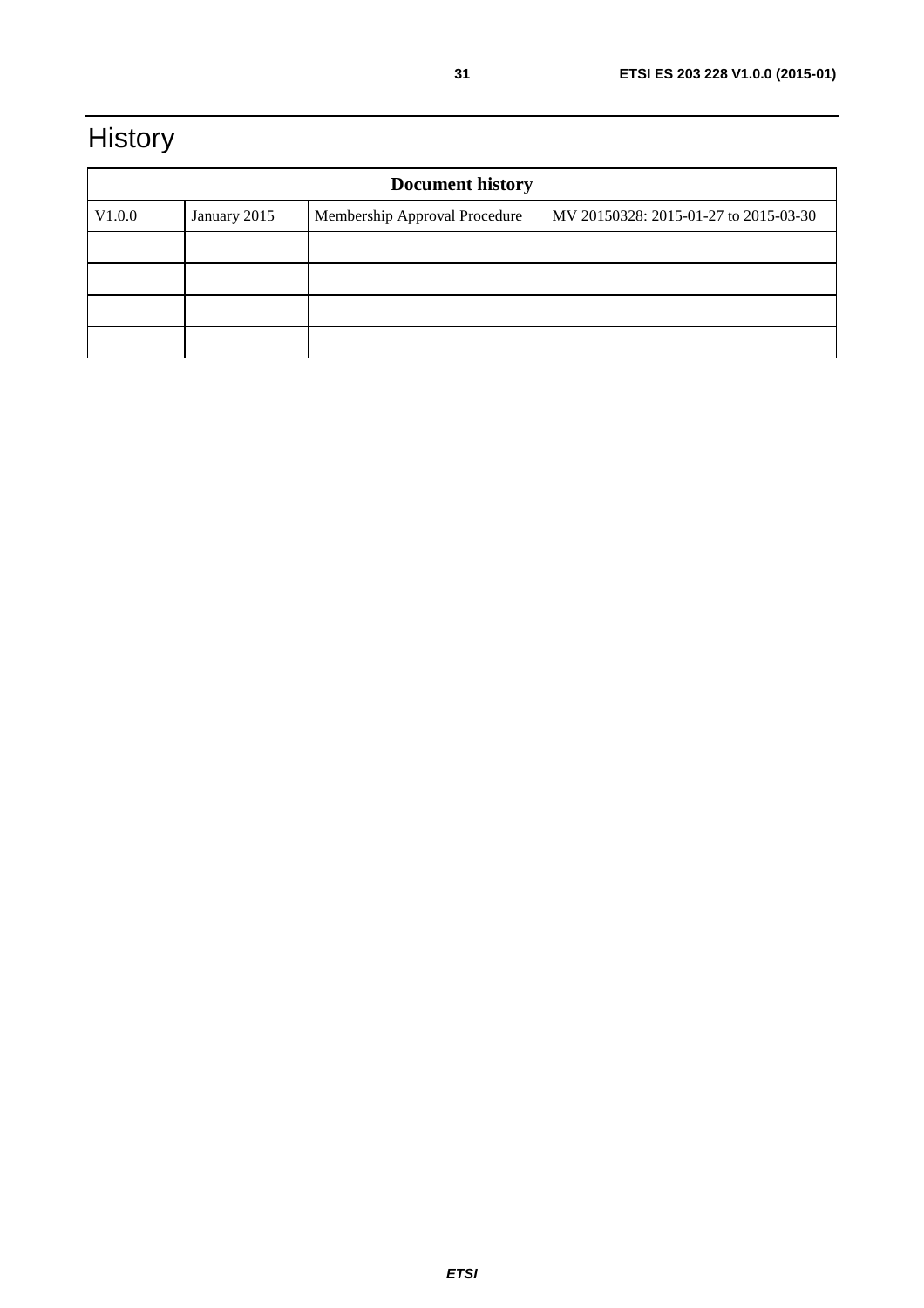# History

| Document history | | | |
|---|---|---|---|
| V1.0.0 | January 2015 | Membership Approval Procedure | MV 20150328: 2015-01-27 to 2015-03-30 |
| | | | |
| | | | |
| | | | |
| | | | |